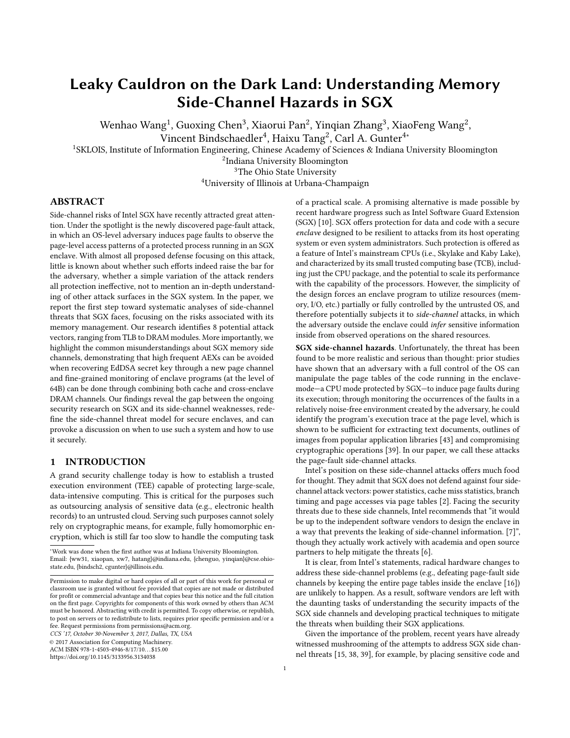# Leaky Cauldron on the Dark Land: Understanding Memory Side-Channel Hazards in SGX

Wenhao Wang[1], Guoxing Chen[3], Xiaorui Pan[2], Yinqian Zhang[3], XiaoFeng Wang[2], Vincent Bindschaedler[4], Haixu Tang[2], Carl A. Gunter[4*]

[1]SKLOIS, Institute of Information Engineering, Chinese Academy of Sciences & Indiana University Bloomington

[2]Indiana University Bloomington

[3]The Ohio State University

[4]University of Illinois at Urbana-Champaign

## ABSTRACT

Side-channel risks of Intel SGX have recently attracted great attention. Under the spotlight is the newly discovered page-fault attack, in which an OS-level adversary induces page faults to observe the page-level access patterns of a protected process running in an SGX enclave. With almost all proposed defense focusing on this attack, little is known about whether such efforts indeed raise the bar for the adversary, whether a simple variation of the attack renders all protection ineffective, not to mention an in-depth understanding of other attack surfaces in the SGX system. In the paper, we report the first step toward systematic analyses of side-channel threats that SGX faces, focusing on the risks associated with its memory management. Our research identifies 8 potential attack vectors, ranging from TLB to DRAM modules. More importantly, we highlight the common misunderstandings about SGX memory side channels, demonstrating that high frequent AEXs can be avoided when recovering EdDSA secret key through a new page channel and fine-grained monitoring of enclave programs (at the level of 64B) can be done through combining both cache and cross-enclave DRAM channels. Our findings reveal the gap between the ongoing security research on SGX and its side-channel weaknesses, redefine the side-channel threat model for secure enclaves, and can provoke a discussion on when to use such a system and how to use it securely.

## 1 INTRODUCTION

A grand security challenge today is how to establish a trusted execution environment (TEE) capable of protecting large-scale, data-intensive computing. This is critical for the purposes such as outsourcing analysis of sensitive data (e.g., electronic health records) to an untrusted cloud. Serving such purposes cannot solely rely on cryptographic means, for example, fully homomorphic encryption, which is still far too slow to handle the computing task of a practical scale. A promising alternative is made possible by recent hardware progress such as Intel Software Guard Extension (SGX) [10]. SGX offers protection for data and code with a secure *enclave* designed to be resilient to attacks from its host operating system or even system administrators. Such protection is offered as a feature of Intel's mainstream CPUs (i.e., Skylake and Kaby Lake), and characterized by its small trusted computing base (TCB), including just the CPU package, and the potential to scale its performance with the capability of the processors. However, the simplicity of the design forces an enclave program to utilize resources (memory, I/O, etc.) partially or fully controlled by the untrusted OS, and therefore potentially subjects it to *side-channel* attacks, in which the adversary outside the enclave could *infer* sensitive information inside from observed operations on the shared resources.

**SGX side-channel hazards**. Unfortunately, the threat has been found to be more realistic and serious than thought: prior studies have shown that an adversary with a full control of the OS can manipulate the page tables of the code running in the enclave-mode—a CPU mode protected by SGX—to induce page faults during its execution; through monitoring the occurrences of the faults in a relatively noise-free environment created by the adversary, he could identify the program's execution trace at the page level, which is shown to be sufficient for extracting text documents, outlines of images from popular application libraries [43] and compromising cryptographic operations [39]. In our paper, we call these attacks the page-fault side-channel attacks.

Intel's position on these side-channel attacks offers much food for thought. They admit that SGX does not defend against four side-channel attack vectors: power statistics, cache miss statistics, branch timing and page accesses via page tables [2]. Facing the security threats due to these side channels, Intel recommends that "it would be up to the independent software vendors to design the enclave in a way that prevents the leaking of side-channel information. [7]", though they actually work actively with academia and open source partners to help mitigate the threats [6].

It is clear, from Intel's statements, radical hardware changes to address these side-channel problems (e.g., defeating page-fault side channels by keeping the entire page tables inside the enclave [16]) are unlikely to happen. As a result, software vendors are left with the daunting tasks of understanding the security impacts of the SGX side channels and developing practical techniques to mitigate the threats when building their SGX applications.

Given the importance of the problem, recent years have already witnessed mushrooming of the attempts to address SGX side channel threats [15, 38, 39], for example, by placing sensitive code and

---

*Work was done when the first author was at Indiana University Bloomington. Email: {ww31, xiaopan, xw7, hatang}@indiana.edu, {chenguo, yinqian}@cse.ohio-state.edu, {bindsch2, cgunter}@illinois.edu.

Permission to make digital or hard copies of all or part of this work for personal or classroom use is granted without fee provided that copies are not made or distributed for profit or commercial advantage and that copies bear this notice and the full citation on the first page. Copyrights for components of this work owned by others than ACM must be honored. Abstracting with credit is permitted. To copy otherwise, or republish, to post on servers or to redistribute to lists, requires prior specific permission and/or a fee. Request permissions from permissions@acm.org.

*CCS '17, October 30-November 3, 2017, Dallas, TX, USA*

© 2017 Association for Computing Machinery.

ACM ISBN 978-1-4503-4946-8/17/10...$15.00

https://doi.org/10.1145/3133956.3134038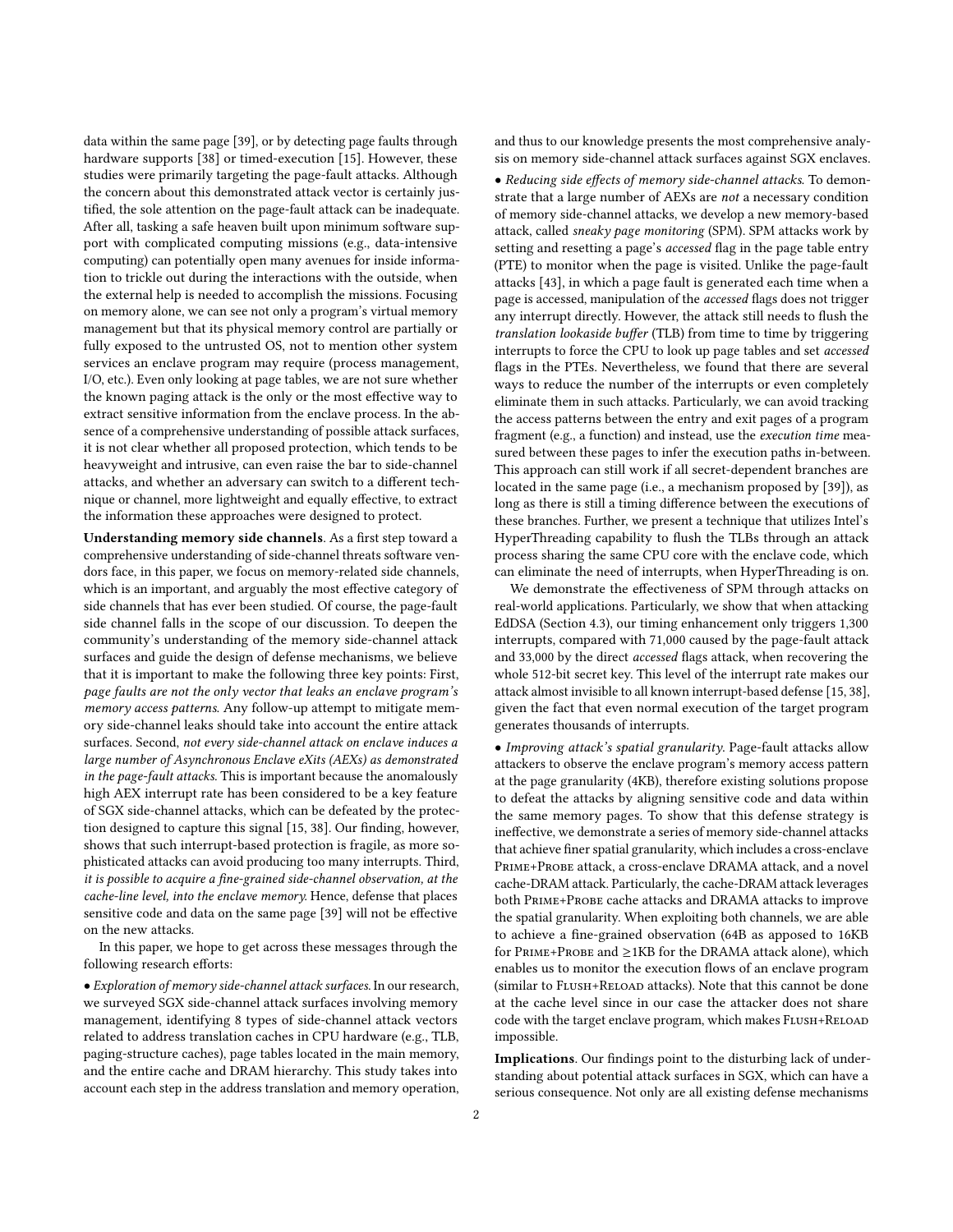data within the same page [39], or by detecting page faults through hardware supports [38] or timed-execution [15]. However, these studies were primarily targeting the page-fault attacks. Although the concern about this demonstrated attack vector is certainly justified, the sole attention on the page-fault attack can be inadequate. After all, tasking a safe heaven built upon minimum software support with complicated computing missions (e.g., data-intensive computing) can potentially open many avenues for inside information to trickle out during the interactions with the outside, when the external help is needed to accomplish the missions. Focusing on memory alone, we can see not only a program's virtual memory management but that its physical memory control are partially or fully exposed to the untrusted OS, not to mention other system services an enclave program may require (process management, I/O, etc.). Even only looking at page tables, we are not sure whether the known paging attack is the only or the most effective way to extract sensitive information from the enclave process. In the absence of a comprehensive understanding of possible attack surfaces, it is not clear whether all proposed protection, which tends to be heavyweight and intrusive, can even raise the bar to side-channel attacks, and whether an adversary can switch to a different technique or channel, more lightweight and equally effective, to extract the information these approaches were designed to protect.

**Understanding memory side channels**. As a first step toward a comprehensive understanding of side-channel threats software vendors face, in this paper, we focus on memory-related side channels, which is an important, and arguably the most effective category of side channels that has ever been studied. Of course, the page-fault side channel falls in the scope of our discussion. To deepen the community's understanding of the memory side-channel attack surfaces and guide the design of defense mechanisms, we believe that it is important to make the following three key points: First, *page faults are not the only vector that leaks an enclave program's memory access patterns*. Any follow-up attempt to mitigate memory side-channel leaks should take into account the entire attack surfaces. Second, *not every side-channel attack on enclave induces a large number of Asynchronous Enclave eXits (AEXs) as demonstrated in the page-fault attacks*. This is important because the anomalously high AEX interrupt rate has been considered to be a key feature of SGX side-channel attacks, which can be defeated by the protection designed to capture this signal [15, 38]. Our finding, however, shows that such interrupt-based protection is fragile, as more sophisticated attacks can avoid producing too many interrupts. Third, *it is possible to acquire a fine-grained side-channel observation, at the cache-line level, into the enclave memory*. Hence, defense that places sensitive code and data on the same page [39] will not be effective on the new attacks.

In this paper, we hope to get across these messages through the following research efforts:

• *Exploration of memory side-channel attack surfaces.* In our research, we surveyed SGX side-channel attack surfaces involving memory management, identifying 8 types of side-channel attack vectors related to address translation caches in CPU hardware (e.g., TLB, paging-structure caches), page tables located in the main memory, and the entire cache and DRAM hierarchy. This study takes into account each step in the address translation and memory operation, and thus to our knowledge presents the most comprehensive analysis on memory side-channel attack surfaces against SGX enclaves.

• *Reducing side effects of memory side-channel attacks.* To demonstrate that a large number of AEXs are *not* a necessary condition of memory side-channel attacks, we develop a new memory-based attack, called *sneaky page monitoring* (SPM). SPM attacks work by setting and resetting a page's *accessed* flag in the page table entry (PTE) to monitor when the page is visited. Unlike the page-fault attacks [43], in which a page fault is generated each time when a page is accessed, manipulation of the *accessed* flags does not trigger any interrupt directly. However, the attack still needs to flush the *translation lookaside buffer* (TLB) from time to time by triggering interrupts to force the CPU to look up page tables and set *accessed* flags in the PTEs. Nevertheless, we found that there are several ways to reduce the number of the interrupts or even completely eliminate them in such attacks. Particularly, we can avoid tracking the access patterns between the entry and exit pages of a program fragment (e.g., a function) and instead, use the *execution time* measured between these pages to infer the execution paths in-between. This approach can still work if all secret-dependent branches are located in the same page (i.e., a mechanism proposed by [39]), as long as there is still a timing difference between the executions of these branches. Further, we present a technique that utilizes Intel's HyperThreading capability to flush the TLBs through an attack process sharing the same CPU core with the enclave code, which can eliminate the need of interrupts, when HyperThreading is on.

We demonstrate the effectiveness of SPM through attacks on real-world applications. Particularly, we show that when attacking EdDSA (Section 4.3), our timing enhancement only triggers 1,300 interrupts, compared with 71,000 caused by the page-fault attack and 33,000 by the direct *accessed* flags attack, when recovering the whole 512-bit secret key. This level of the interrupt rate makes our attack almost invisible to all known interrupt-based defense [15, 38], given the fact that even normal execution of the target program generates thousands of interrupts.

• *Improving attack's spatial granularity.* Page-fault attacks allow attackers to observe the enclave program's memory access pattern at the page granularity (4KB), therefore existing solutions propose to defeat the attacks by aligning sensitive code and data within the same memory pages. To show that this defense strategy is ineffective, we demonstrate a series of memory side-channel attacks that achieve finer spatial granularity, which includes a cross-enclave Prime+Probe attack, a cross-enclave DRAMA attack, and a novel cache-DRAM attack. Particularly, the cache-DRAM attack leverages both Prime+Probe cache attacks and DRAMA attacks to improve the spatial granularity. When exploiting both channels, we are able to achieve a fine-grained observation (64B as apposed to 16KB for Prime+Probe and ≥1KB for the DRAMA attack alone), which enables us to monitor the execution flows of an enclave program (similar to Flush+Reload attacks). Note that this cannot be done at the cache level since in our case the attacker does not share code with the target enclave program, which makes Flush+Reload impossible.

**Implications**. Our findings point to the disturbing lack of understanding about potential attack surfaces in SGX, which can have a serious consequence. Not only are all existing defense mechanisms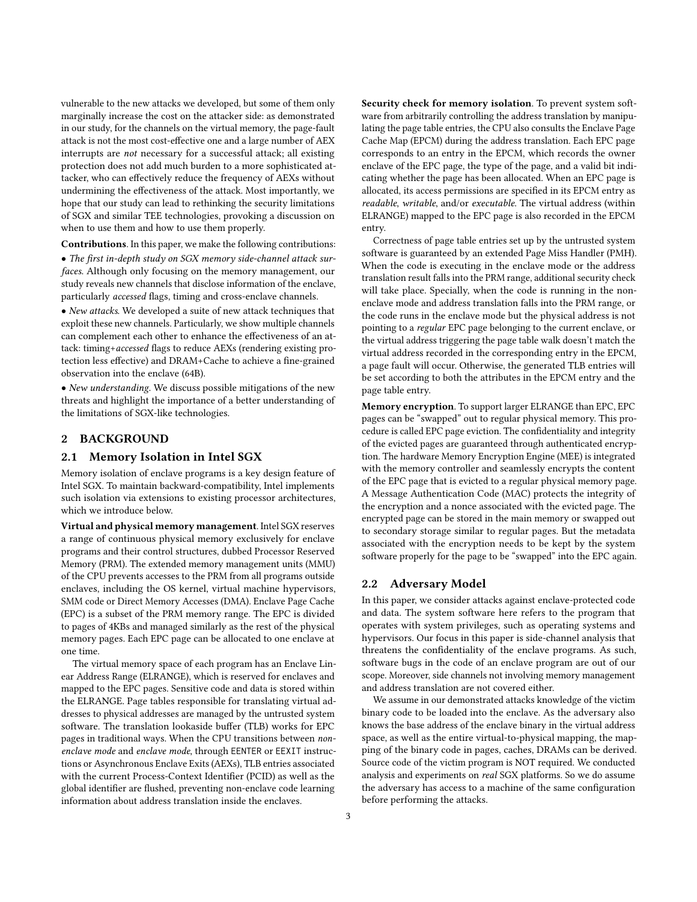vulnerable to the new attacks we developed, but some of them only marginally increase the cost on the attacker side: as demonstrated in our study, for the channels on the virtual memory, the page-fault attack is not the most cost-effective one and a large number of AEX interrupts are *not* necessary for a successful attack; all existing protection does not add much burden to a more sophisticated attacker, who can effectively reduce the frequency of AEXs without undermining the effectiveness of the attack. Most importantly, we hope that our study can lead to rethinking the security limitations of SGX and similar TEE technologies, provoking a discussion on when to use them and how to use them properly.

**Contributions**. In this paper, we make the following contributions:

• *The first in-depth study on SGX memory side-channel attack surfaces*. Although only focusing on the memory management, our study reveals new channels that disclose information of the enclave, particularly *accessed* flags, timing and cross-enclave channels.

• *New attacks*. We developed a suite of new attack techniques that exploit these new channels. Particularly, we show multiple channels can complement each other to enhance the effectiveness of an attack: timing+*accessed* flags to reduce AEXs (rendering existing protection less effective) and DRAM+Cache to achieve a fine-grained observation into the enclave (64B).

• *New understanding*. We discuss possible mitigations of the new threats and highlight the importance of a better understanding of the limitations of SGX-like technologies.

## 2 BACKGROUND

### 2.1 Memory Isolation in Intel SGX

Memory isolation of enclave programs is a key design feature of Intel SGX. To maintain backward-compatibility, Intel implements such isolation via extensions to existing processor architectures, which we introduce below.

**Virtual and physical memory management**. Intel SGX reserves a range of continuous physical memory exclusively for enclave programs and their control structures, dubbed Processor Reserved Memory (PRM). The extended memory management units (MMU) of the CPU prevents accesses to the PRM from all programs outside enclaves, including the OS kernel, virtual machine hypervisors, SMM code or Direct Memory Accesses (DMA). Enclave Page Cache (EPC) is a subset of the PRM memory range. The EPC is divided to pages of 4KBs and managed similarly as the rest of the physical memory pages. Each EPC page can be allocated to one enclave at one time.

The virtual memory space of each program has an Enclave Linear Address Range (ELRANGE), which is reserved for enclaves and mapped to the EPC pages. Sensitive code and data is stored within the ELRANGE. Page tables responsible for translating virtual addresses to physical addresses are managed by the untrusted system software. The translation lookaside buffer (TLB) works for EPC pages in traditional ways. When the CPU transitions between *non-enclave mode* and *enclave mode*, through EENTER or EEXIT instructions or Asynchronous Enclave Exits (AEXs), TLB entries associated with the current Process-Context Identifier (PCID) as well as the global identifier are flushed, preventing non-enclave code learning information about address translation inside the enclaves.

**Security check for memory isolation**. To prevent system software from arbitrarily controlling the address translation by manipulating the page table entries, the CPU also consults the Enclave Page Cache Map (EPCM) during the address translation. Each EPC page corresponds to an entry in the EPCM, which records the owner enclave of the EPC page, the type of the page, and a valid bit indicating whether the page has been allocated. When an EPC page is allocated, its access permissions are specified in its EPCM entry as *readable*, *writable*, and/or *executable*. The virtual address (within ELRANGE) mapped to the EPC page is also recorded in the EPCM entry.

Correctness of page table entries set up by the untrusted system software is guaranteed by an extended Page Miss Handler (PMH). When the code is executing in the enclave mode or the address translation result falls into the PRM range, additional security check will take place. Specially, when the code is running in the non-enclave mode and address translation falls into the PRM range, or the code runs in the enclave mode but the physical address is not pointing to a *regular* EPC page belonging to the current enclave, or the virtual address triggering the page table walk doesn't match the virtual address recorded in the corresponding entry in the EPCM, a page fault will occur. Otherwise, the generated TLB entries will be set according to both the attributes in the EPCM entry and the page table entry.

**Memory encryption**. To support larger ELRANGE than EPC, EPC pages can be "swapped" out to regular physical memory. This procedure is called EPC page eviction. The confidentiality and integrity of the evicted pages are guaranteed through authenticated encryption. The hardware Memory Encryption Engine (MEE) is integrated with the memory controller and seamlessly encrypts the content of the EPC page that is evicted to a regular physical memory page. A Message Authentication Code (MAC) protects the integrity of the encryption and a nonce associated with the evicted page. The encrypted page can be stored in the main memory or swapped out to secondary storage similar to regular pages. But the metadata associated with the encryption needs to be kept by the system software properly for the page to be "swapped" into the EPC again.

### 2.2 Adversary Model

In this paper, we consider attacks against enclave-protected code and data. The system software here refers to the program that operates with system privileges, such as operating systems and hypervisors. Our focus in this paper is side-channel analysis that threatens the confidentiality of the enclave programs. As such, software bugs in the code of an enclave program are out of our scope. Moreover, side channels not involving memory management and address translation are not covered either.

We assume in our demonstrated attacks knowledge of the victim binary code to be loaded into the enclave. As the adversary also knows the base address of the enclave binary in the virtual address space, as well as the entire virtual-to-physical mapping, the mapping of the binary code in pages, caches, DRAMs can be derived. Source code of the victim program is NOT required. We conducted analysis and experiments on *real* SGX platforms. So we do assume the adversary has access to a machine of the same configuration before performing the attacks.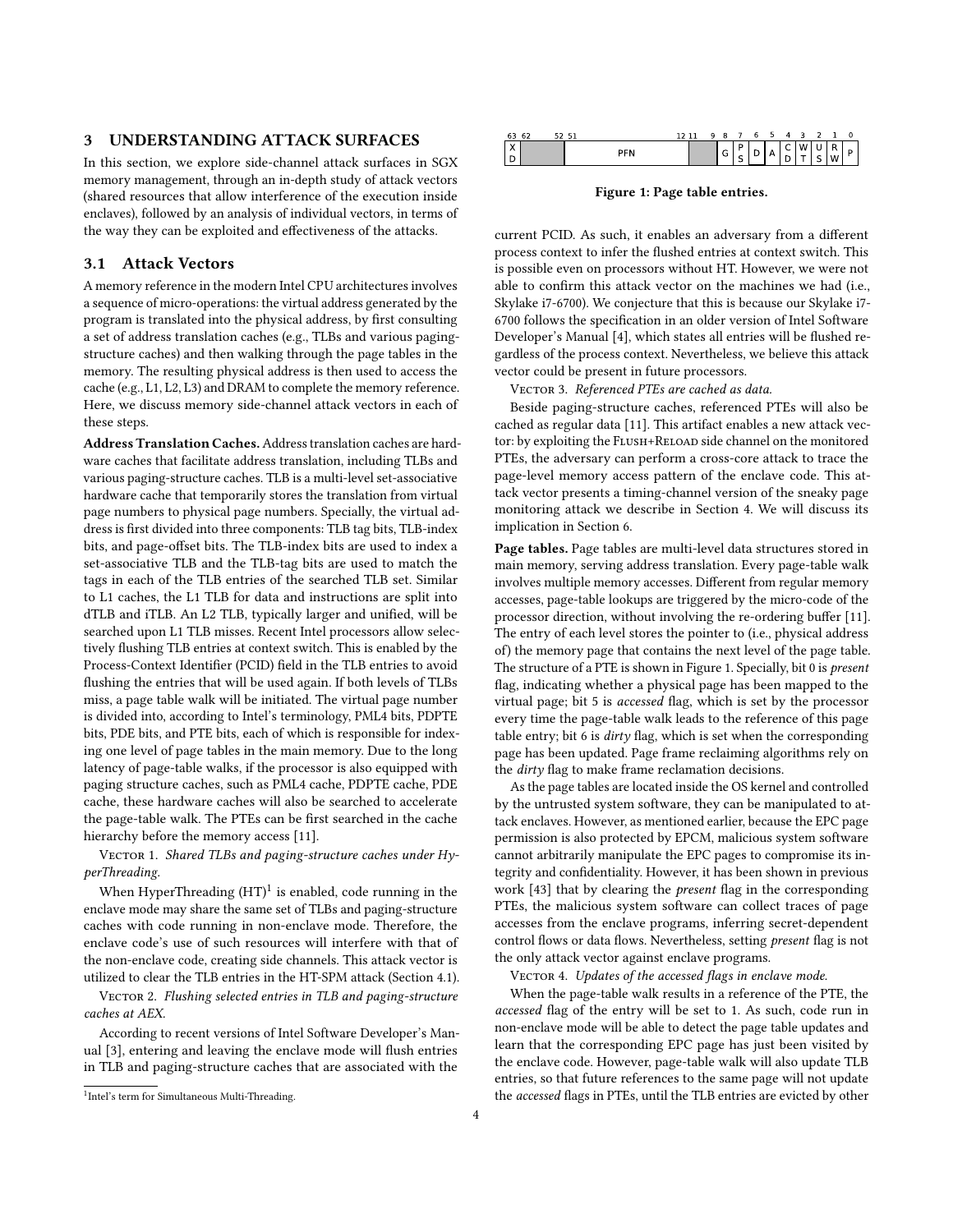## 3 UNDERSTANDING ATTACK SURFACES

In this section, we explore side-channel attack surfaces in SGX memory management, through an in-depth study of attack vectors (shared resources that allow interference of the execution inside enclaves), followed by an analysis of individual vectors, in terms of the way they can be exploited and effectiveness of the attacks.

### 3.1 Attack Vectors

A memory reference in the modern Intel CPU architectures involves a sequence of micro-operations: the virtual address generated by the program is translated into the physical address, by first consulting a set of address translation caches (e.g., TLBs and various paging-structure caches) and then walking through the page tables in the memory. The resulting physical address is then used to access the cache (e.g., L1, L2, L3) and DRAM to complete the memory reference. Here, we discuss memory side-channel attack vectors in each of these steps.

**Address Translation Caches.** Address translation caches are hardware caches that facilitate address translation, including TLBs and various paging-structure caches. TLB is a multi-level set-associative hardware cache that temporarily stores the translation from virtual page numbers to physical page numbers. Specially, the virtual address is first divided into three components: TLB tag bits, TLB-index bits, and page-offset bits. The TLB-index bits are used to index a set-associative TLB and the TLB-tag bits are used to match the tags in each of the TLB entries of the searched TLB set. Similar to L1 caches, the L1 TLB for data and instructions are split into dTLB and iTLB. An L2 TLB, typically larger and unified, will be searched upon L1 TLB misses. Recent Intel processors allow selectively flushing TLB entries at context switch. This is enabled by the Process-Context Identifier (PCID) field in the TLB entries to avoid flushing the entries that will be used again. If both levels of TLBs miss, a page table walk will be initiated. The virtual page number is divided into, according to Intel's terminology, PML4 bits, PDPTE bits, PDE bits, and PTE bits, each of which is responsible for indexing one level of page tables in the main memory. Due to the long latency of page-table walks, if the processor is also equipped with paging structure caches, such as PML4 cache, PDPTE cache, PDE cache, these hardware caches will also be searched to accelerate the page-table walk. The PTEs can be first searched in the cache hierarchy before the memory access [11].

Vector 1. *Shared TLBs and paging-structure caches under HyperThreading.*

When HyperThreading (HT)[1] is enabled, code running in the enclave mode may share the same set of TLBs and paging-structure caches with code running in non-enclave mode. Therefore, the enclave code's use of such resources will interfere with that of the non-enclave code, creating side channels. This attack vector is utilized to clear the TLB entries in the HT-SPM attack (Section 4.1).

Vector 2. *Flushing selected entries in TLB and paging-structure caches at AEX.*

According to recent versions of Intel Software Developer's Manual [3], entering and leaving the enclave mode will flush entries in TLB and paging-structure caches that are associated with the current PCID. As such, it enables an adversary from a different process context to infer the flushed entries at context switch. This is possible even on processors without HT. However, we were not able to confirm this attack vector on the machines we had (i.e., Skylake i7-6700). We conjecture that this is because our Skylake i7-6700 follows the specification in an older version of Intel Software Developer's Manual [4], which states all entries will be flushed regardless of the process context. Nevertheless, we believe this attack vector could be present in future processors.

[1] Intel's term for Simultaneous Multi-Threading.

| 63 | 62 ... 52 | 51 ... 12 | 11 ... 9 | 8 | 7 | 6 | 5 | 4 | 3 | 2 | 1 | 0 |
|---|---|---|---|---|---|---|---|---|---|---|---|---|
| XD | | PFN | | G | PS | D | A | CD | WT | US | RW | P |

**Figure 1: Page table entries.**

Vector 3. *Referenced PTEs are cached as data.*

Beside paging-structure caches, referenced PTEs will also be cached as regular data [11]. This artifact enables a new attack vector: by exploiting the Flush+Reload side channel on the monitored PTEs, the adversary can perform a cross-core attack to trace the page-level memory access pattern of the enclave code. This attack vector presents a timing-channel version of the sneaky page monitoring attack we describe in Section 4. We will discuss its implication in Section 6.

**Page tables.** Page tables are multi-level data structures stored in main memory, serving address translation. Every page-table walk involves multiple memory accesses. Different from regular memory accesses, page-table lookups are triggered by the micro-code of the processor direction, without involving the re-ordering buffer [11]. The entry of each level stores the pointer to (i.e., physical address of) the memory page that contains the next level of the page table. The structure of a PTE is shown in Figure 1. Specially, bit 0 is *present* flag, indicating whether a physical page has been mapped to the virtual page; bit 5 is *accessed* flag, which is set by the processor every time the page-table walk leads to the reference of this page table entry; bit 6 is *dirty* flag, which is set when the corresponding page has been updated. Page frame reclaiming algorithms rely on the *dirty* flag to make frame reclamation decisions.

As the page tables are located inside the OS kernel and controlled by the untrusted system software, they can be manipulated to attack enclaves. However, as mentioned earlier, because the EPC page permission is also protected by EPCM, malicious system software cannot arbitrarily manipulate the EPC pages to compromise its integrity and confidentiality. However, it has been shown in previous work [43] that by clearing the *present* flag in the corresponding PTEs, the malicious system software can collect traces of page accesses from the enclave programs, inferring secret-dependent control flows or data flows. Nevertheless, setting *present* flag is not the only attack vector against enclave programs.

Vector 4. *Updates of the accessed flags in enclave mode.*

When the page-table walk results in a reference of the PTE, the *accessed* flag of the entry will be set to 1. As such, code run in non-enclave mode will be able to detect the page table updates and learn that the corresponding EPC page has just been visited by the enclave code. However, page-table walk will also update TLB entries, so that future references to the same page will not update the *accessed* flags in PTEs, until the TLB entries are evicted by other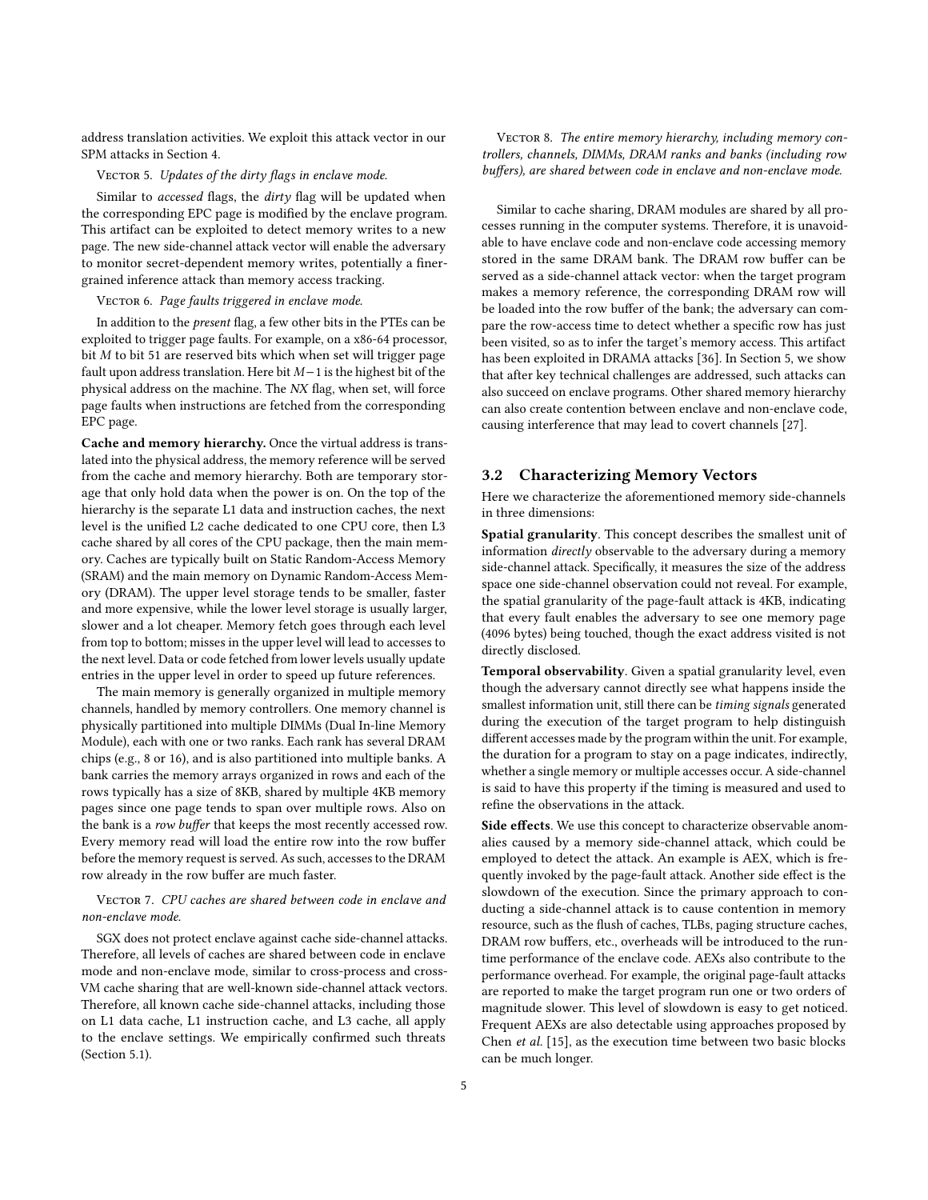address translation activities. We exploit this attack vector in our SPM attacks in Section 4.

Vector 5. *Updates of the dirty flags in enclave mode.*

Similar to *accessed* flags, the *dirty* flag will be updated when the corresponding EPC page is modified by the enclave program. This artifact can be exploited to detect memory writes to a new page. The new side-channel attack vector will enable the adversary to monitor secret-dependent memory writes, potentially a finer-grained inference attack than memory access tracking.

Vector 6. *Page faults triggered in enclave mode.*

In addition to the *present* flag, a few other bits in the PTEs can be exploited to trigger page faults. For example, on a x86-64 processor, bit $M$ to bit 51 are reserved bits which when set will trigger page fault upon address translation. Here bit $M-1$ is the highest bit of the physical address on the machine. The *NX* flag, when set, will force page faults when instructions are fetched from the corresponding EPC page.

**Cache and memory hierarchy.** Once the virtual address is translated into the physical address, the memory reference will be served from the cache and memory hierarchy. Both are temporary storage that only hold data when the power is on. On the top of the hierarchy is the separate L1 data and instruction caches, the next level is the unified L2 cache dedicated to one CPU core, then L3 cache shared by all cores of the CPU package, then the main memory. Caches are typically built on Static Random-Access Memory (SRAM) and the main memory on Dynamic Random-Access Memory (DRAM). The upper level storage tends to be smaller, faster and more expensive, while the lower level storage is usually larger, slower and a lot cheaper. Memory fetch goes through each level from top to bottom; misses in the upper level will lead to accesses to the next level. Data or code fetched from lower levels usually update entries in the upper level in order to speed up future references.

The main memory is generally organized in multiple memory channels, handled by memory controllers. One memory channel is physically partitioned into multiple DIMMs (Dual In-line Memory Module), each with one or two ranks. Each rank has several DRAM chips (e.g., 8 or 16), and is also partitioned into multiple banks. A bank carries the memory arrays organized in rows and each of the rows typically has a size of 8KB, shared by multiple 4KB memory pages since one page tends to span over multiple rows. Also on the bank is a *row buffer* that keeps the most recently accessed row. Every memory read will load the entire row into the row buffer before the memory request is served. As such, accesses to the DRAM row already in the row buffer are much faster.

Vector 7. *CPU caches are shared between code in enclave and non-enclave mode.*

SGX does not protect enclave against cache side-channel attacks. Therefore, all levels of caches are shared between code in enclave mode and non-enclave mode, similar to cross-process and cross-VM cache sharing that are well-known side-channel attack vectors. Therefore, all known cache side-channel attacks, including those on L1 data cache, L1 instruction cache, and L3 cache, all apply to the enclave settings. We empirically confirmed such threats (Section 5.1).

Vector 8. *The entire memory hierarchy, including memory controllers, channels, DIMMs, DRAM ranks and banks (including row buffers), are shared between code in enclave and non-enclave mode.*

Similar to cache sharing, DRAM modules are shared by all processes running in the computer systems. Therefore, it is unavoidable to have enclave code and non-enclave code accessing memory stored in the same DRAM bank. The DRAM row buffer can be served as a side-channel attack vector: when the target program makes a memory reference, the corresponding DRAM row will be loaded into the row buffer of the bank; the adversary can compare the row-access time to detect whether a specific row has just been visited, so as to infer the target's memory access. This artifact has been exploited in DRAMA attacks [36]. In Section 5, we show that after key technical challenges are addressed, such attacks can also succeed on enclave programs. Other shared memory hierarchy can also create contention between enclave and non-enclave code, causing interference that may lead to covert channels [27].

### 3.2 Characterizing Memory Vectors

Here we characterize the aforementioned memory side-channels in three dimensions:

**Spatial granularity**. This concept describes the smallest unit of information *directly* observable to the adversary during a memory side-channel attack. Specifically, it measures the size of the address space one side-channel observation could not reveal. For example, the spatial granularity of the page-fault attack is 4KB, indicating that every fault enables the adversary to see one memory page (4096 bytes) being touched, though the exact address visited is not directly disclosed.

**Temporal observability**. Given a spatial granularity level, even though the adversary cannot directly see what happens inside the smallest information unit, still there can be *timing signals* generated during the execution of the target program to help distinguish different accesses made by the program within the unit. For example, the duration for a program to stay on a page indicates, indirectly, whether a single memory or multiple accesses occur. A side-channel is said to have this property if the timing is measured and used to refine the observations in the attack.

**Side effects**. We use this concept to characterize observable anomalies caused by a memory side-channel attack, which could be employed to detect the attack. An example is AEX, which is frequently invoked by the page-fault attack. Another side effect is the slowdown of the execution. Since the primary approach to conducting a side-channel attack is to cause contention in memory resource, such as the flush of caches, TLBs, paging structure caches, DRAM row buffers, etc., overheads will be introduced to the runtime performance of the enclave code. AEXs also contribute to the performance overhead. For example, the original page-fault attacks are reported to make the target program run one or two orders of magnitude slower. This level of slowdown is easy to get noticed. Frequent AEXs are also detectable using approaches proposed by Chen *et al.* [15], as the execution time between two basic blocks can be much longer.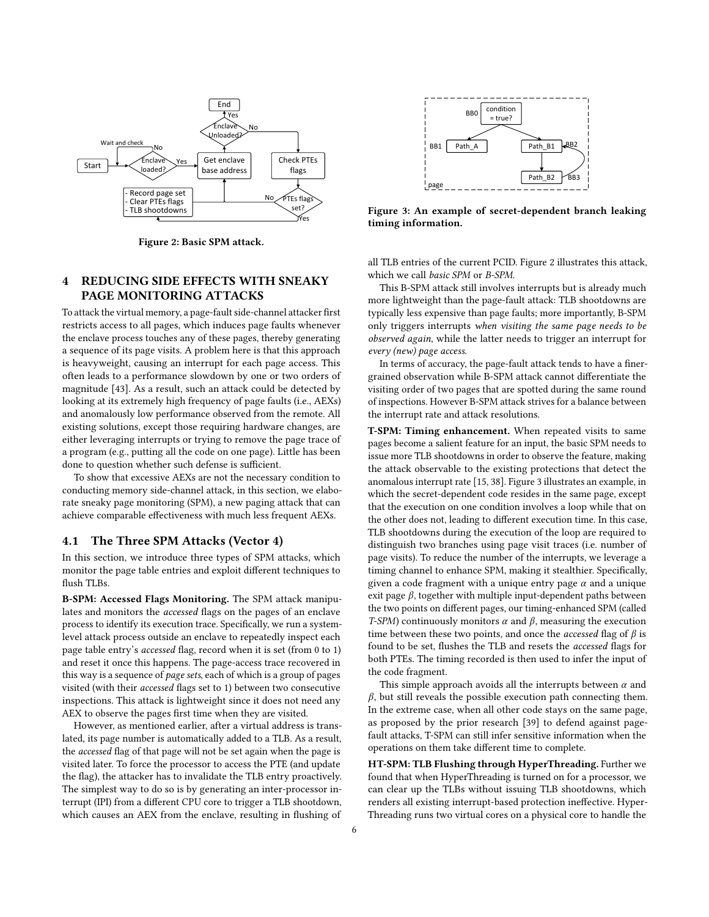Figure 2: Basic SPM attack.

## 4 REDUCING SIDE EFFECTS WITH SNEAKY PAGE MONITORING ATTACKS

To attack the virtual memory, a page-fault side-channel attacker first restricts access to all pages, which induces page faults whenever the enclave process touches any of these pages, thereby generating a sequence of its page visits. A problem here is that this approach is heavyweight, causing an interrupt for each page access. This often leads to a performance slowdown by one or two orders of magnitude [43]. As a result, such an attack could be detected by looking at its extremely high frequency of page faults (i.e., AEXs) and anomalously low performance observed from the remote. All existing solutions, except those requiring hardware changes, are either leveraging interrupts or trying to remove the page trace of a program (e.g., putting all the code on one page). Little has been done to question whether such defense is sufficient.

To show that excessive AEXs are not the necessary condition to conducting memory side-channel attack, in this section, we elaborate sneaky page monitoring (SPM), a new paging attack that can achieve comparable effectiveness with much less frequent AEXs.

### 4.1 The Three SPM Attacks (Vector 4)

In this section, we introduce three types of SPM attacks, which monitor the page table entries and exploit different techniques to flush TLBs.

**B-SPM: Accessed Flags Monitoring.** The SPM attack manipulates and monitors the *accessed* flags on the pages of an enclave process to identify its execution trace. Specifically, we run a system-level attack process outside an enclave to repeatedly inspect each page table entry's *accessed* flag, record when it is set (from 0 to 1) and reset it once this happens. The page-access trace recovered in this way is a sequence of *page sets*, each of which is a group of pages visited (with their *accessed* flags set to 1) between two consecutive inspections. This attack is lightweight since it does not need any AEX to observe the pages first time when they are visited.

However, as mentioned earlier, after a virtual address is translated, its page number is automatically added to a TLB. As a result, the *accessed* flag of that page will not be set again when the page is visited later. To force the processor to access the PTE (and update the flag), the attacker has to invalidate the TLB entry proactively. The simplest way to do so is by generating an inter-processor interrupt (IPI) from a different CPU core to trigger a TLB shootdown, which causes an AEX from the enclave, resulting in flushing of all TLB entries of the current PCID. Figure 2 illustrates this attack, which we call *basic SPM* or *B-SPM*.

This B-SPM attack still involves interrupts but is already much more lightweight than the page-fault attack: TLB shootdowns are typically less expensive than page faults; more importantly, B-SPM only triggers interrupts *when visiting the same page needs to be observed again*, while the latter needs to trigger an interrupt for *every (new) page access*.

In terms of accuracy, the page-fault attack tends to have a finer-grained observation while B-SPM attack cannot differentiate the visiting order of two pages that are spotted during the same round of inspections. However B-SPM attack strives for a balance between the interrupt rate and attack resolutions.

Figure 3: An example of secret-dependent branch leaking timing information.

**T-SPM: Timing enhancement.** When repeated visits to same pages become a salient feature for an input, the basic SPM needs to issue more TLB shootdowns in order to observe the feature, making the attack observable to the existing protections that detect the anomalous interrupt rate [15, 38]. Figure 3 illustrates an example, in which the secret-dependent code resides in the same page, except that the execution on one condition involves a loop while that on the other does not, leading to different execution time. In this case, TLB shootdowns during the execution of the loop are required to distinguish two branches using page visit traces (i.e. number of page visits). To reduce the number of the interrupts, we leverage a timing channel to enhance SPM, making it stealthier. Specifically, given a code fragment with a unique entry page $\alpha$ and a unique exit page $\beta$, together with multiple input-dependent paths between the two points on different pages, our timing-enhanced SPM (called *T-SPM*) continuously monitors $\alpha$ and $\beta$, measuring the execution time between these two points, and once the *accessed* flag of $\beta$ is found to be set, flushes the TLB and resets the *accessed* flags for both PTEs. The timing recorded is then used to infer the input of the code fragment.

This simple approach avoids all the interrupts between $\alpha$ and $\beta$, but still reveals the possible execution path connecting them. In the extreme case, when all other code stays on the same page, as proposed by the prior research [39] to defend against page-fault attacks, T-SPM can still infer sensitive information when the operations on them take different time to complete.

**HT-SPM: TLB Flushing through HyperThreading.** Further we found that when HyperThreading is turned on for a processor, we can clear up the TLBs without issuing TLB shootdowns, which renders all existing interrupt-based protection ineffective. HyperThreading runs two virtual cores on a physical core to handle the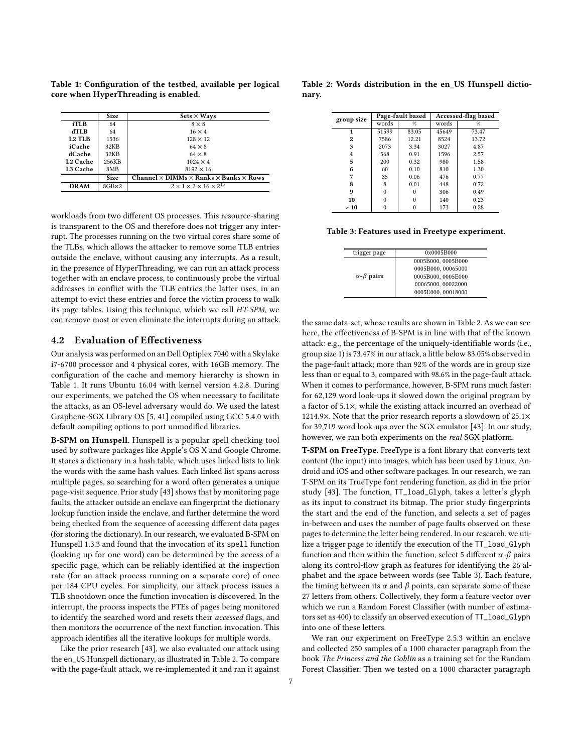Table 1: Configuration of the testbed, available per logical core when HyperThreading is enabled.

| | Size | Sets × Ways |
|---|---|---|
| **iTLB** | 64 | $8 \times 8$ |
| **dTLB** | 64 | $16 \times 4$ |
| **L2 TLB** | 1536 | $128 \times 12$ |
| **iCache** | 32KB | $64 \times 8$ |
| **dCache** | 32KB | $64 \times 8$ |
| **L2 Cache** | 256KB | $1024 \times 4$ |
| **L3 Cache** | 8MB | $8192 \times 16$ |
| | **Size** | **Channel × DIMMs × Ranks × Banks × Rows** |
| **DRAM** | 8GB×2 | $2 \times 1 \times 2 \times 16 \times 2^{15}$ |

workloads from two different OS processes. This resource-sharing is transparent to the OS and therefore does not trigger any interrupt. The processes running on the two virtual cores share some of the TLBs, which allows the attacker to remove some TLB entries outside the enclave, without causing any interrupts. As a result, in the presence of HyperThreading, we can run an attack process together with an enclave process, to continuously probe the virtual addresses in conflict with the TLB entries the latter uses, in an attempt to evict these entries and force the victim process to walk its page tables. Using this technique, which we call *HT-SPM*, we can remove most or even eliminate the interrupts during an attack.

## 4.2 Evaluation of Effectiveness

Our analysis was performed on an Dell Optiplex 7040 with a Skylake i7-6700 processor and 4 physical cores, with 16GB memory. The configuration of the cache and memory hierarchy is shown in Table 1. It runs Ubuntu 16.04 with kernel version 4.2.8. During our experiments, we patched the OS when necessary to facilitate the attacks, as an OS-level adversary would do. We used the latest Graphene-SGX Library OS [5, 41] compiled using GCC 5.4.0 with default compiling options to port unmodified libraries.

**B-SPM on Hunspell.** Hunspell is a popular spell checking tool used by software packages like Apple's OS X and Google Chrome. It stores a dictionary in a hash table, which uses linked lists to link the words with the same hash values. Each linked list spans across multiple pages, so searching for a word often generates a unique page-visit sequence. Prior study [43] shows that by monitoring page faults, the attacker outside an enclave can fingerprint the dictionary lookup function inside the enclave, and further determine the word being checked from the sequence of accessing different data pages (for storing the dictionary). In our research, we evaluated B-SPM on Hunspell 1.3.3 and found that the invocation of its `spell` function (looking up for one word) can be determined by the access of a specific page, which can be reliably identified at the inspection rate (for an attack process running on a separate core) of once per 184 CPU cycles. For simplicity, our attack process issues a TLB shootdown once the function invocation is discovered. In the interrupt, the process inspects the PTEs of pages being monitored to identify the searched word and resets their *accessed* flags, and then monitors the occurrence of the next function invocation. This approach identifies all the iterative lookups for multiple words.

Like the prior research [43], we also evaluated our attack using the en_US Hunspell dictionary, as illustrated in Table 2. To compare with the page-fault attack, we re-implemented it and ran it against

Table 2: Words distribution in the en_US Hunspell dictionary.

| group size | Page-fault based | | Accessed-flag based | |
|---|---|---|---|---|
| | words | % | words | % |
| **1** | 51599 | 83.05 | 45649 | 73.47 |
| **2** | 7586 | 12.21 | 8524 | 13.72 |
| **3** | 2073 | 3.34 | 3027 | 4.87 |
| **4** | 568 | 0.91 | 1596 | 2.57 |
| **5** | 200 | 0.32 | 980 | 1.58 |
| **6** | 60 | 0.10 | 810 | 1.30 |
| **7** | 35 | 0.06 | 476 | 0.77 |
| **8** | 8 | 0.01 | 448 | 0.72 |
| **9** | 0 | 0 | 306 | 0.49 |
| **10** | 0 | 0 | 140 | 0.23 |
| **> 10** | 0 | 0 | 173 | 0.28 |

Table 3: Features used in Freetype experiment.

| trigger page | 0x0005B000 |
|---|---|
| **$\alpha$-$\beta$ pairs** | 0005B000, 0005B000 |
| | 0005B000, 00065000 |
| | 0005B000, 0005E000 |
| | 00065000, 00022000 |
| | 0005E000, 00018000 |

the same data-set, whose results are shown in Table 2. As we can see here, the effectiveness of B-SPM is in line with that of the known attack: e.g., the percentage of the uniquely-identifiable words (i.e., group size 1) is 73.47% in our attack, a little below 83.05% observed in the page-fault attack; more than 92% of the words are in group size less than or equal to 3, compared with 98.6% in the page-fault attack. When it comes to performance, however, B-SPM runs much faster: for 62,129 word look-ups it slowed down the original program by a factor of 5.1×, while the existing attack incurred an overhead of 1214.9×. Note that the prior research reports a slowdown of 25.1× for 39,719 word look-ups over the SGX emulator [43]. In our study, however, we ran both experiments on the *real* SGX platform.

**T-SPM on FreeType.** FreeType is a font library that converts text content (the input) into images, which has been used by Linux, Android and iOS and other software packages. In our research, we ran T-SPM on its TrueType font rendering function, as did in the prior study [43]. The function, `TT_load_Glyph`, takes a letter's glyph as its input to construct its bitmap. The prior study fingerprints the start and the end of the function, and selects a set of pages in-between and uses the number of page faults observed on these pages to determine the letter being rendered. In our research, we utilize a trigger page to identify the execution of the `TT_load_Glyph` function and then within the function, select 5 different $\alpha$-$\beta$ pairs along its control-flow graph as features for identifying the 26 alphabet and the space between words (see Table 3). Each feature, the timing between its $\alpha$ and $\beta$ points, can separate some of these 27 letters from others. Collectively, they form a feature vector over which we run a Random Forest Classifier (with number of estimators set as 400) to classify an observed execution of `TT_load_Glyph` into one of these letters.

We ran our experiment on FreeType 2.5.3 within an enclave and collected 250 samples of a 1000 character paragraph from the book *The Princess and the Goblin* as a training set for the Random Forest Classifier. Then we tested on a 1000 character paragraph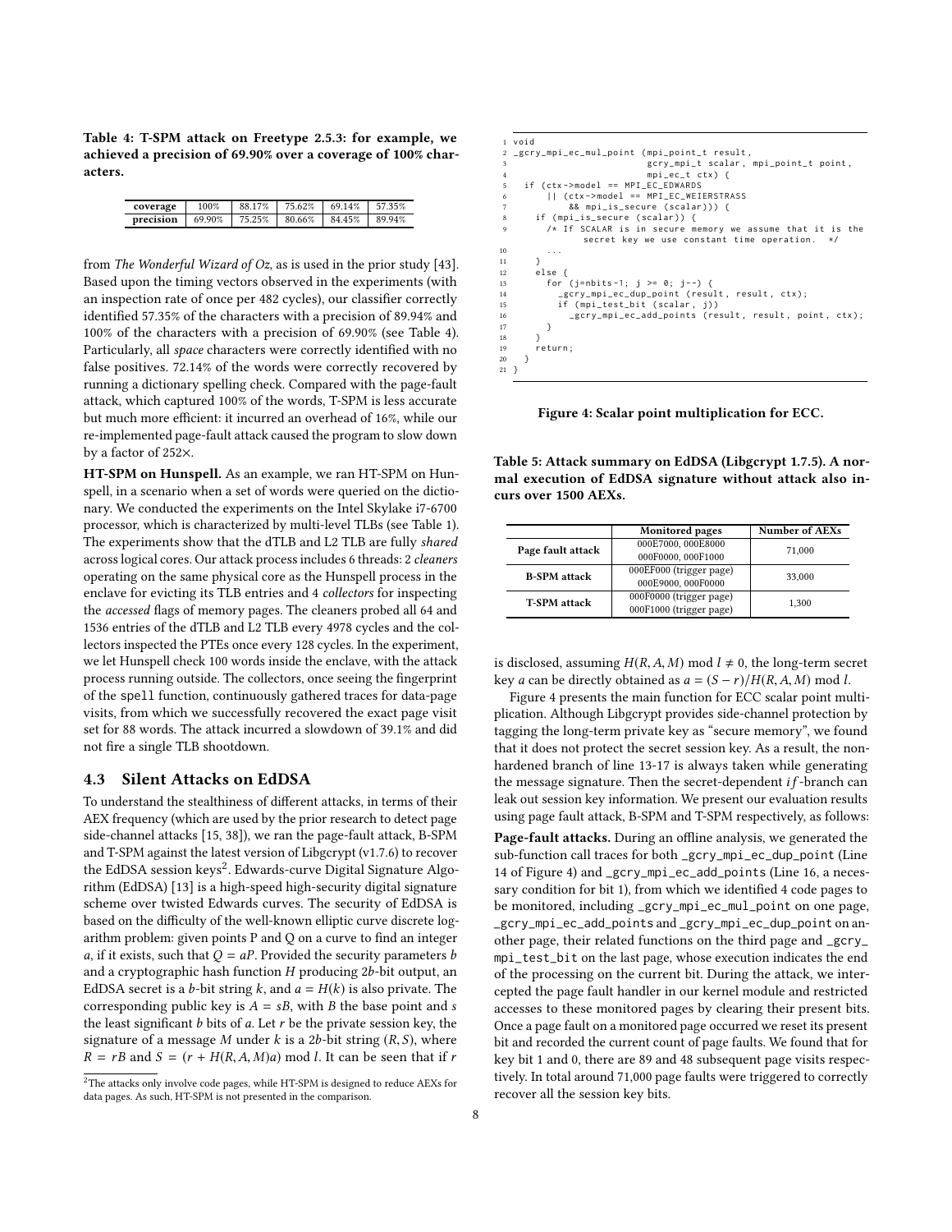Table 4: T-SPM attack on Freetype 2.5.3: for example, we achieved a precision of 69.90% over a coverage of 100% characters.

| coverage | 100% | 88.17% | 75.62% | 69.14% | 57.35% |
|---|---|---|---|---|---|
| precision | 69.90% | 75.25% | 80.66% | 84.45% | 89.94% |

from *The Wonderful Wizard of Oz*, as is used in the prior study [43]. Based upon the timing vectors observed in the experiments (with an inspection rate of once per 482 cycles), our classifier correctly identified 57.35% of the characters with a precision of 89.94% and 100% of the characters with a precision of 69.90% (see Table 4). Particularly, all *space* characters were correctly identified with no false positives. 72.14% of the words were correctly recovered by running a dictionary spelling check. Compared with the page-fault attack, which captured 100% of the words, T-SPM is less accurate but much more efficient: it incurred an overhead of 16%, while our re-implemented page-fault attack caused the program to slow down by a factor of 252×.

**HT-SPM on Hunspell.** As an example, we ran HT-SPM on Hunspell, in a scenario when a set of words were queried on the dictionary. We conducted the experiments on the Intel Skylake i7-6700 processor, which is characterized by multi-level TLBs (see Table 1). The experiments show that the dTLB and L2 TLB are fully *shared* across logical cores. Our attack process includes 6 threads: 2 *cleaners* operating on the same physical core as the Hunspell process in the enclave for evicting its TLB entries and 4 *collectors* for inspecting the *accessed* flags of memory pages. The cleaners probed all 64 and 1536 entries of the dTLB and L2 TLB every 4978 cycles and the collectors inspected the PTEs once every 128 cycles. In the experiment, we let Hunspell check 100 words inside the enclave, with the attack process running outside. The collectors, once seeing the fingerprint of the spell function, continuously gathered traces for data-page visits, from which we successfully recovered the exact page visit set for 88 words. The attack incurred a slowdown of 39.1% and did not fire a single TLB shootdown.

### 4.3 Silent Attacks on EdDSA

To understand the stealthiness of different attacks, in terms of their AEX frequency (which are used by the prior research to detect page side-channel attacks [15, 38]), we ran the page-fault attack, B-SPM and T-SPM against the latest version of Libgcrypt (v1.7.6) to recover the EdDSA session keys[2]. Edwards-curve Digital Signature Algorithm (EdDSA) [13] is a high-speed high-security digital signature scheme over twisted Edwards curves. The security of EdDSA is based on the difficulty of the well-known elliptic curve discrete logarithm problem: given points P and Q on a curve to find an integer $a$, if it exists, such that $Q = aP$. Provided the security parameters $b$ and a cryptographic hash function $H$ producing $2b$-bit output, an EdDSA secret is a $b$-bit string $k$, and $a = H(k)$ is also private. The corresponding public key is $A = sB$, with $B$ the base point and $s$ the least significant $b$ bits of $a$. Let $r$ be the private session key, the signature of a message $M$ under $k$ is a $2b$-bit string $(R, S)$, where $R = rB$ and $S = (r + H(R, A, M)a) \bmod l$. It can be seen that if $r$ is disclosed, assuming $H(R, A, M) \bmod l \neq 0$, the long-term secret key $a$ can be directly obtained as $a = (S - r)/H(R, A, M) \bmod l$.

[2] The attacks only involve code pages, while HT-SPM is designed to reduce AEXs for data pages. As such, HT-SPM is not presented in the comparison.

```
1  void
2  _gcry_mpi_ec_mul_point (mpi_point_t result,
3                          gcry_mpi_t scalar, mpi_point_t point,
4                          mpi_ec_t ctx) {
5    if (ctx->model == MPI_EC_EDWARDS
6        || (ctx->model == MPI_EC_WEIERSTRASS
7            && mpi_is_secure (scalar))) {
8      if (mpi_is_secure (scalar)) {
9        /* If SCALAR is in secure memory we assume that it is the
             secret key we use constant time operation.  */
10       ...
11     }
12     else {
13       for (j=nbits-1; j >= 0; j--) {
14         _gcry_mpi_ec_dup_point (result, result, ctx);
15         if (mpi_test_bit (scalar, j))
16           _gcry_mpi_ec_add_points (result, result, point, ctx);
17       }
18     }
19     return;
20   }
21 }
```

Figure 4: Scalar point multiplication for ECC.

Table 5: Attack summary on EdDSA (Libgcrypt 1.7.5). A normal execution of EdDSA signature without attack also incurs over 1500 AEXs.

| | Monitored pages | Number of AEXs |
|---|---|---|
| Page fault attack | 000E7000, 000E8000<br>000F0000, 000F1000 | 71,000 |
| B-SPM attack | 000EF000 (trigger page)<br>000E9000, 000F0000 | 33,000 |
| T-SPM attack | 000F0000 (trigger page)<br>000F1000 (trigger page) | 1,300 |

Figure 4 presents the main function for ECC scalar point multiplication. Although Libgcrypt provides side-channel protection by tagging the long-term private key as "secure memory", we found that it does not protect the secret session key. As a result, the non-hardened branch of line 13-17 is always taken while generating the message signature. Then the secret-dependent *if*-branch can leak out session key information. We present our evaluation results using page fault attack, B-SPM and T-SPM respectively, as follows:

**Page-fault attacks.** During an offline analysis, we generated the sub-function call traces for both `_gcry_mpi_ec_dup_point` (Line 14 of Figure 4) and `_gcry_mpi_ec_add_points` (Line 16, a necessary condition for bit 1), from which we identified 4 code pages to be monitored, including `_gcry_mpi_ec_mul_point` on one page, `_gcry_mpi_ec_add_points` and `_gcry_mpi_ec_dup_point` on another page, their related functions on the third page and `_gcry_mpi_test_bit` on the last page, whose execution indicates the end of the processing on the current bit. During the attack, we intercepted the page fault handler in our kernel module and restricted accesses to these monitored pages by clearing their present bits. Once a page fault on a monitored page occurred we reset its present bit and recorded the current count of page faults. We found that for key bit 1 and 0, there are 89 and 48 subsequent page visits respectively. In total around 71,000 page faults were triggered to correctly recover all the session key bits.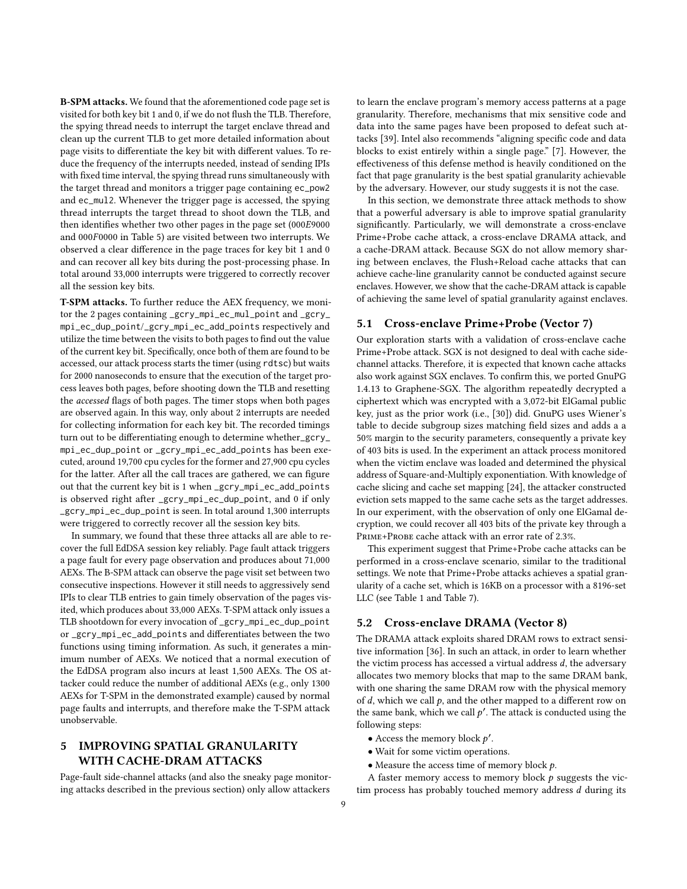**B-SPM attacks.** We found that the aforementioned code page set is visited for both key bit 1 and 0, if we do not flush the TLB. Therefore, the spying thread needs to interrupt the target enclave thread and clean up the current TLB to get more detailed information about page visits to differentiate the key bit with different values. To reduce the frequency of the interrupts needed, instead of sending IPIs with fixed time interval, the spying thread runs simultaneously with the target thread and monitors a trigger page containing `ec_pow2` and `ec_mul2`. Whenever the trigger page is accessed, the spying thread interrupts the target thread to shoot down the TLB, and then identifies whether two other pages in the page set ($000E9000$ and $000F0000$ in Table 5) are visited between two interrupts. We observed a clear difference in the page traces for key bit 1 and 0 and can recover all key bits during the post-processing phase. In total around 33,000 interrupts were triggered to correctly recover all the session key bits.

**T-SPM attacks.** To further reduce the AEX frequency, we monitor the 2 pages containing `_gcry_mpi_ec_mul_point` and `_gcry_mpi_ec_dup_point`/`_gcry_mpi_ec_add_points` respectively and utilize the time between the visits to both pages to find out the value of the current key bit. Specifically, once both of them are found to be accessed, our attack process starts the timer (using `rdtsc`) but waits for 2000 nanoseconds to ensure that the execution of the target process leaves both pages, before shooting down the TLB and resetting the *accessed* flags of both pages. The timer stops when both pages are observed again. In this way, only about 2 interrupts are needed for collecting information for each key bit. The recorded timings turn out to be differentiating enough to determine whether `_gcry_mpi_ec_dup_point` or `_gcry_mpi_ec_add_points` has been executed, around 19,700 cpu cycles for the former and 27,900 cpu cycles for the latter. After all the call traces are gathered, we can figure out that the current key bit is 1 when `_gcry_mpi_ec_add_points` is observed right after `_gcry_mpi_ec_dup_point`, and 0 if only `_gcry_mpi_ec_dup_point` is seen. In total around 1,300 interrupts were triggered to correctly recover all the session key bits.

In summary, we found that these three attacks all are able to recover the full EdDSA session key reliably. Page fault attack triggers a page fault for every page observation and produces about 71,000 AEXs. The B-SPM attack can observe the page visit set between two consecutive inspections. However it still needs to aggressively send IPIs to clear TLB entries to gain timely observation of the pages visited, which produces about 33,000 AEXs. T-SPM attack only issues a TLB shootdown for every invocation of `_gcry_mpi_ec_dup_point` or `_gcry_mpi_ec_add_points` and differentiates between the two functions using timing information. As such, it generates a minimum number of AEXs. We noticed that a normal execution of the EdDSA program also incurs at least 1,500 AEXs. The OS attacker could reduce the number of additional AEXs (e.g., only 1300 AEXs for T-SPM in the demonstrated example) caused by normal page faults and interrupts, and therefore make the T-SPM attack unobservable.

# 5 IMPROVING SPATIAL GRANULARITY WITH CACHE-DRAM ATTACKS

Page-fault side-channel attacks (and also the sneaky page monitoring attacks described in the previous section) only allow attackers to learn the enclave program's memory access patterns at a page granularity. Therefore, mechanisms that mix sensitive code and data into the same pages have been proposed to defeat such attacks [39]. Intel also recommends "aligning specific code and data blocks to exist entirely within a single page." [7]. However, the effectiveness of this defense method is heavily conditioned on the fact that page granularity is the best spatial granularity achievable by the adversary. However, our study suggests it is not the case.

In this section, we demonstrate three attack methods to show that a powerful adversary is able to improve spatial granularity significantly. Particularly, we will demonstrate a cross-enclave Prime+Probe cache attack, a cross-enclave DRAMA attack, and a cache-DRAM attack. Because SGX do not allow memory sharing between enclaves, the Flush+Reload cache attacks that can achieve cache-line granularity cannot be conducted against secure enclaves. However, we show that the cache-DRAM attack is capable of achieving the same level of spatial granularity against enclaves.

## 5.1 Cross-enclave Prime+Probe (Vector 7)

Our exploration starts with a validation of cross-enclave cache Prime+Probe attack. SGX is not designed to deal with cache side-channel attacks. Therefore, it is expected that known cache attacks also work against SGX enclaves. To confirm this, we ported GnuPG 1.4.13 to Graphene-SGX. The algorithm repeatedly decrypted a ciphertext which was encrypted with a 3,072-bit ElGamal public key, just as the prior work (i.e., [30]) did. GnuPG uses Wiener's table to decide subgroup sizes matching field sizes and adds a a 50% margin to the security parameters, consequently a private key of 403 bits is used. In the experiment an attack process monitored when the victim enclave was loaded and determined the physical address of Square-and-Multiply exponentiation. With knowledge of cache slicing and cache set mapping [24], the attacker constructed eviction sets mapped to the same cache sets as the target addresses. In our experiment, with the observation of only one ElGamal decryption, we could recover all 403 bits of the private key through a Prime+Probe cache attack with an error rate of 2.3%.

This experiment suggest that Prime+Probe cache attacks can be performed in a cross-enclave scenario, similar to the traditional settings. We note that Prime+Probe attacks achieves a spatial granularity of a cache set, which is 16KB on a processor with a 8196-set LLC (see Table 1 and Table 7).

## 5.2 Cross-enclave DRAMA (Vector 8)

The DRAMA attack exploits shared DRAM rows to extract sensitive information [36]. In such an attack, in order to learn whether the victim process has accessed a virtual address $d$, the adversary allocates two memory blocks that map to the same DRAM bank, with one sharing the same DRAM row with the physical memory of $d$, which we call $p$, and the other mapped to a different row on the same bank, which we call $p'$. The attack is conducted using the following steps:

- Access the memory block $p'$.
- Wait for some victim operations.
- Measure the access time of memory block $p$.

A faster memory access to memory block $p$ suggests the victim process has probably touched memory address $d$ during its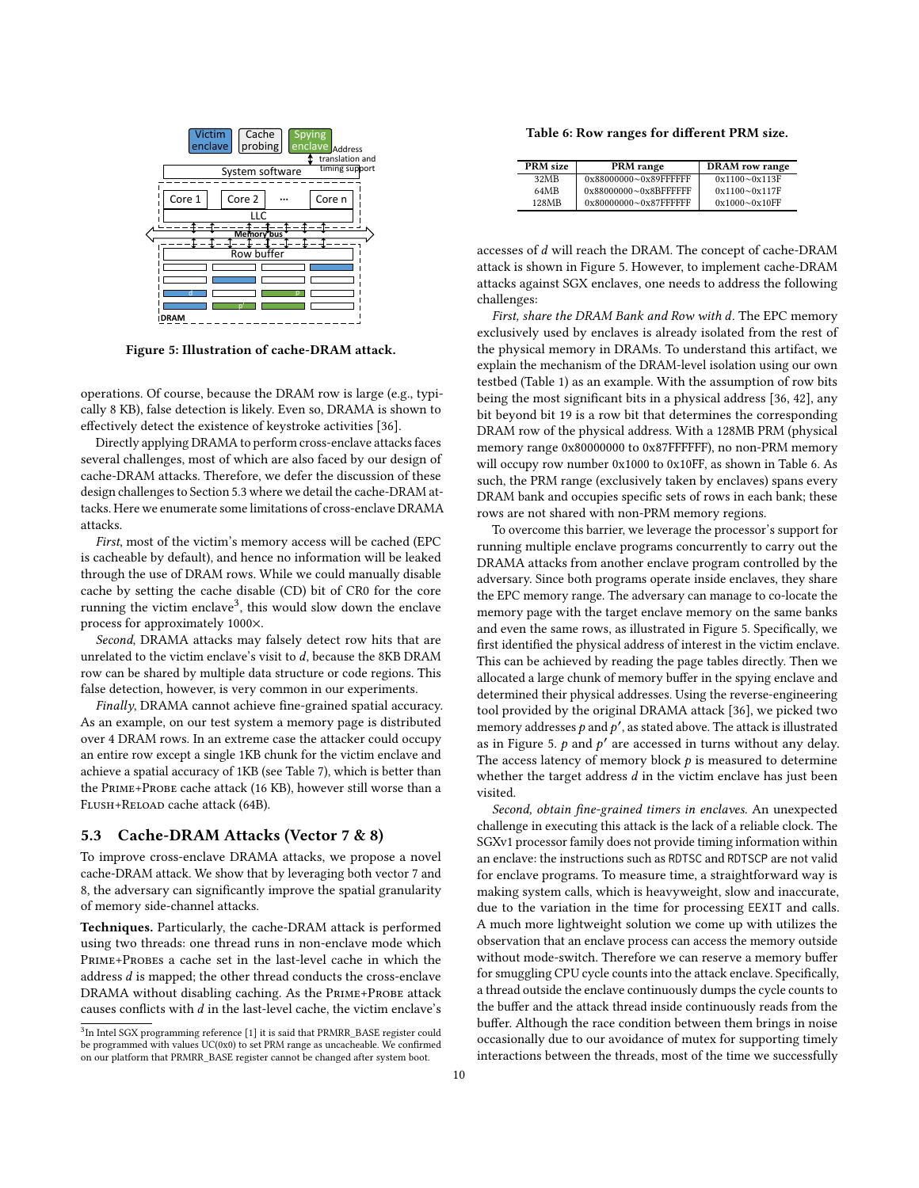Figure 5: Illustration of cache-DRAM attack.

operations. Of course, because the DRAM row is large (e.g., typically 8 KB), false detection is likely. Even so, DRAMA is shown to effectively detect the existence of keystroke activities [36].

Directly applying DRAMA to perform cross-enclave attacks faces several challenges, most of which are also faced by our design of cache-DRAM attacks. Therefore, we defer the discussion of these design challenges to Section 5.3 where we detail the cache-DRAM attacks. Here we enumerate some limitations of cross-enclave DRAMA attacks.

*First*, most of the victim's memory access will be cached (EPC is cacheable by default), and hence no information will be leaked through the use of DRAM rows. While we could manually disable cache by setting the cache disable (CD) bit of CR0 for the core running the victim enclave[3], this would slow down the enclave process for approximately 1000×.

*Second*, DRAMA attacks may falsely detect row hits that are unrelated to the victim enclave's visit to $d$, because the 8KB DRAM row can be shared by multiple data structure or code regions. This false detection, however, is very common in our experiments.

*Finally*, DRAMA cannot achieve fine-grained spatial accuracy. As an example, on our test system a memory page is distributed over 4 DRAM rows. In an extreme case the attacker could occupy an entire row except a single 1KB chunk for the victim enclave and achieve a spatial accuracy of 1KB (see Table 7), which is better than the Prime+Probe cache attack (16 KB), however still worse than a Flush+Reload cache attack (64B).

## 5.3 Cache-DRAM Attacks (Vector 7 & 8)

To improve cross-enclave DRAMA attacks, we propose a novel cache-DRAM attack. We show that by leveraging both vector 7 and 8, the adversary can significantly improve the spatial granularity of memory side-channel attacks.

**Techniques.** Particularly, the cache-DRAM attack is performed using two threads: one thread runs in non-enclave mode which Prime+Probes a cache set in the last-level cache in which the address $d$ is mapped; the other thread conducts the cross-enclave DRAMA without disabling caching. As the Prime+Probe attack causes conflicts with $d$ in the last-level cache, the victim enclave's accesses of $d$ will reach the DRAM. The concept of cache-DRAM attack is shown in Figure 5. However, to implement cache-DRAM attacks against SGX enclaves, one needs to address the following challenges:

[3] In Intel SGX programming reference [1] it is said that PRMRR_BASE register could be programmed with values UC(0x0) to set PRM range as uncacheable. We confirmed on our platform that PRMRR_BASE register cannot be changed after system boot.

Table 6: Row ranges for different PRM size.

| PRM size | PRM range | DRAM row range |
|---|---|---|
| 32MB | 0x88000000∼0x89FFFFFF | 0x1100∼0x113F |
| 64MB | 0x88000000∼0x8BFFFFFF | 0x1100∼0x117F |
| 128MB | 0x80000000∼0x87FFFFFF | 0x1000∼0x10FF |

*First, share the DRAM Bank and Row with $d$.* The EPC memory exclusively used by enclaves is already isolated from the rest of the physical memory in DRAMs. To understand this artifact, we explain the mechanism of the DRAM-level isolation using our own testbed (Table 1) as an example. With the assumption of row bits being the most significant bits in a physical address [36, 42], any bit beyond bit 19 is a row bit that determines the corresponding DRAM row of the physical address. With a 128MB PRM (physical memory range 0x80000000 to 0x87FFFFFF), no non-PRM memory will occupy row number 0x1000 to 0x10FF, as shown in Table 6. As such, the PRM range (exclusively taken by enclaves) spans every DRAM bank and occupies specific sets of rows in each bank; these rows are not shared with non-PRM memory regions.

To overcome this barrier, we leverage the processor's support for running multiple enclave programs concurrently to carry out the DRAMA attacks from another enclave program controlled by the adversary. Since both programs operate inside enclaves, they share the EPC memory range. The adversary can manage to co-locate the memory page with the target enclave memory on the same banks and even the same rows, as illustrated in Figure 5. Specifically, we first identified the physical address of interest in the victim enclave. This can be achieved by reading the page tables directly. Then we allocated a large chunk of memory buffer in the spying enclave and determined their physical addresses. Using the reverse-engineering tool provided by the original DRAMA attack [36], we picked two memory addresses $p$ and $p'$, as stated above. The attack is illustrated as in Figure 5. $p$ and $p'$ are accessed in turns without any delay. The access latency of memory block $p$ is measured to determine whether the target address $d$ in the victim enclave has just been visited.

*Second, obtain fine-grained timers in enclaves.* An unexpected challenge in executing this attack is the lack of a reliable clock. The SGXv1 processor family does not provide timing information within an enclave: the instructions such as RDTSC and RDTSCP are not valid for enclave programs. To measure time, a straightforward way is making system calls, which is heavyweight, slow and inaccurate, due to the variation in the time for processing EEXIT and calls. A much more lightweight solution we come up with utilizes the observation that an enclave process can access the memory outside without mode-switch. Therefore we can reserve a memory buffer for smuggling CPU cycle counts into the attack enclave. Specifically, a thread outside the enclave continuously dumps the cycle counts to the buffer and the attack thread inside continuously reads from the buffer. Although the race condition between them brings in noise occasionally due to our avoidance of mutex for supporting timely interactions between the threads, most of the time we successfully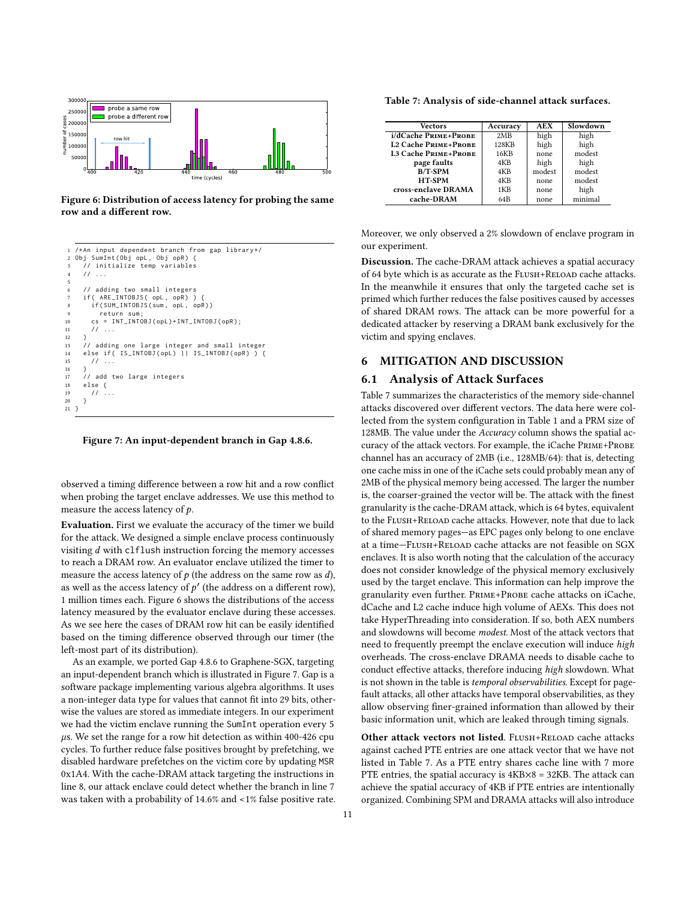Figure 6: Distribution of access latency for probing the same row and a different row.

```
1 /*An input dependent branch from gap library*/
2 Obj SumInt(Obj opL, Obj opR) {
3   // initialize temp variables
4   // ...
5
6   // adding two small integers
7   if( ARE_INTOBJS( opL, opR) ) {
8     if(SUM_INTOBJS(sum, opL, opR))
9       return sum;
10    cs = INT_INTOBJ(opL)+INT_INTOBJ(opR);
11    // ...
12  }
13  // adding one large integer and small integer
14  else if( IS_INTOBJ(opL) || IS_INTOBJ(opR) ) {
15    // ...
16  }
17  // add two large integers
18  else {
19    // ...
20  }
21 }
```

Figure 7: An input-dependent branch in Gap 4.8.6.

observed a timing difference between a row hit and a row conflict when probing the target enclave addresses. We use this method to measure the access latency of $p$.

**Evaluation.** First we evaluate the accuracy of the timer we build for the attack. We designed a simple enclave process continuously visiting $d$ with clflush instruction forcing the memory accesses to reach a DRAM row. An evaluator enclave utilized the timer to measure the access latency of $p$ (the address on the same row as $d$), as well as the access latency of $p'$ (the address on a different row), 1 million times each. Figure 6 shows the distributions of the access latency measured by the evaluator enclave during these accesses. As we see here the cases of DRAM row hit can be easily identified based on the timing difference observed through our timer (the left-most part of its distribution).

As an example, we ported Gap 4.8.6 to Graphene-SGX, targeting an input-dependent branch which is illustrated in Figure 7. Gap is a software package implementing various algebra algorithms. It uses a non-integer data type for values that cannot fit into 29 bits, otherwise the values are stored as immediate integers. In our experiment we had the victim enclave running the SumInt operation every 5 $\mu$s. We set the range for a row hit detection as within 400-426 cpu cycles. To further reduce false positives brought by prefetching, we disabled hardware prefetches on the victim core by updating MSR 0x1A4. With the cache-DRAM attack targeting the instructions in line 8, our attack enclave could detect whether the branch in line 7 was taken with a probability of 14.6% and <1% false positive rate.

Table 7: Analysis of side-channel attack surfaces.

| Vectors | Accuracy | AEX | Slowdown |
|---|---|---|---|
| i/dCache PRIME+PROBE | 2MB | high | high |
| L2 Cache PRIME+PROBE | 128KB | high | high |
| L3 Cache PRIME+PROBE | 16KB | none | modest |
| page faults | 4KB | high | high |
| B/T-SPM | 4KB | modest | modest |
| HT-SPM | 4KB | none | modest |
| cross-enclave DRAMA | 1KB | none | high |
| cache-DRAM | 64B | none | minimal |

Moreover, we only observed a 2% slowdown of enclave program in our experiment.

**Discussion.** The cache-DRAM attack achieves a spatial accuracy of 64 byte which is as accurate as the FLUSH+RELOAD cache attacks. In the meanwhile it ensures that only the targeted cache set is primed which further reduces the false positives caused by accesses of shared DRAM rows. The attack can be more powerful for a dedicated attacker by reserving a DRAM bank exclusively for the victim and spying enclaves.

## 6 MITIGATION AND DISCUSSION

### 6.1 Analysis of Attack Surfaces

Table 7 summarizes the characteristics of the memory side-channel attacks discovered over different vectors. The data here were collected from the system configuration in Table 1 and a PRM size of 128MB. The value under the *Accuracy* column shows the spatial accuracy of the attack vectors. For example, the iCache PRIME+PROBE channel has an accuracy of 2MB (i.e., 128MB/64): that is, detecting one cache miss in one of the iCache sets could probably mean any of 2MB of the physical memory being accessed. The larger the number is, the coarser-grained the vector will be. The attack with the finest granularity is the cache-DRAM attack, which is 64 bytes, equivalent to the FLUSH+RELOAD cache attacks. However, note that due to lack of shared memory pages—as EPC pages only belong to one enclave at a time—FLUSH+RELOAD cache attacks are not feasible on SGX enclaves. It is also worth noting that the calculation of the accuracy does not consider knowledge of the physical memory exclusively used by the target enclave. This information can help improve the granularity even further. PRIME+PROBE cache attacks on iCache, dCache and L2 cache induce high volume of AEXs. This does not take HyperThreading into consideration. If so, both AEX numbers and slowdowns will become *modest*. Most of the attack vectors that need to frequently preempt the enclave execution will induce *high* overheads. The cross-enclave DRAMA needs to disable cache to conduct effective attacks, therefore inducing *high* slowdown. What is not shown in the table is *temporal observabilities*. Except for page-fault attacks, all other attacks have temporal observabilities, as they allow observing finer-grained information than allowed by their basic information unit, which are leaked through timing signals.

**Other attack vectors not listed**. FLUSH+RELOAD cache attacks against cached PTE entries are one attack vector that we have not listed in Table 7. As a PTE entry shares cache line with 7 more PTE entries, the spatial accuracy is 4KB×8 = 32KB. The attack can achieve the spatial accuracy of 4KB if PTE entries are intentionally organized. Combining SPM and DRAMA attacks will also introduce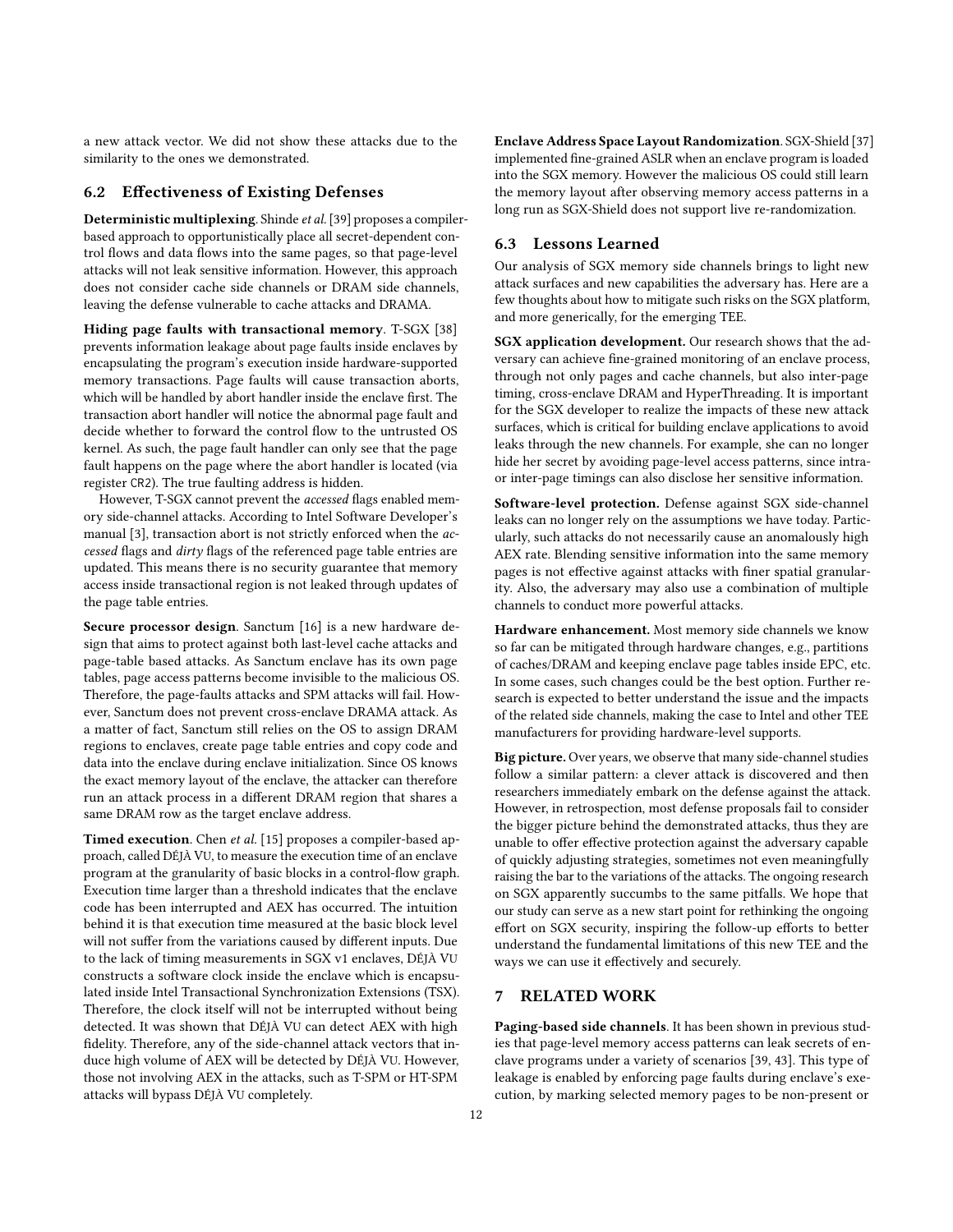a new attack vector. We did not show these attacks due to the similarity to the ones we demonstrated.

## 6.2 Effectiveness of Existing Defenses

**Deterministic multiplexing**. Shinde *et al.* [39] proposes a compiler-based approach to opportunistically place all secret-dependent control flows and data flows into the same pages, so that page-level attacks will not leak sensitive information. However, this approach does not consider cache side channels or DRAM side channels, leaving the defense vulnerable to cache attacks and DRAMA.

**Hiding page faults with transactional memory**. T-SGX [38] prevents information leakage about page faults inside enclaves by encapsulating the program's execution inside hardware-supported memory transactions. Page faults will cause transaction aborts, which will be handled by abort handler inside the enclave first. The transaction abort handler will notice the abnormal page fault and decide whether to forward the control flow to the untrusted OS kernel. As such, the page fault handler can only see that the page fault happens on the page where the abort handler is located (via register CR2). The true faulting address is hidden.

However, T-SGX cannot prevent the *accessed* flags enabled memory side-channel attacks. According to Intel Software Developer's manual [3], transaction abort is not strictly enforced when the *accessed* flags and *dirty* flags of the referenced page table entries are updated. This means there is no security guarantee that memory access inside transactional region is not leaked through updates of the page table entries.

**Secure processor design**. Sanctum [16] is a new hardware design that aims to protect against both last-level cache attacks and page-table based attacks. As Sanctum enclave has its own page tables, page access patterns become invisible to the malicious OS. Therefore, the page-faults attacks and SPM attacks will fail. However, Sanctum does not prevent cross-enclave DRAMA attack. As a matter of fact, Sanctum still relies on the OS to assign DRAM regions to enclaves, create page table entries and copy code and data into the enclave during enclave initialization. Since OS knows the exact memory layout of the enclave, the attacker can therefore run an attack process in a different DRAM region that shares a same DRAM row as the target enclave address.

**Timed execution**. Chen *et al.* [15] proposes a compiler-based approach, called DÉJÀ VU, to measure the execution time of an enclave program at the granularity of basic blocks in a control-flow graph. Execution time larger than a threshold indicates that the enclave code has been interrupted and AEX has occurred. The intuition behind it is that execution time measured at the basic block level will not suffer from the variations caused by different inputs. Due to the lack of timing measurements in SGX v1 enclaves, DÉJÀ VU constructs a software clock inside the enclave which is encapsulated inside Intel Transactional Synchronization Extensions (TSX). Therefore, the clock itself will not be interrupted without being detected. It was shown that DÉJÀ VU can detect AEX with high fidelity. Therefore, any of the side-channel attack vectors that induce high volume of AEX will be detected by DÉJÀ VU. However, those not involving AEX in the attacks, such as T-SPM or HT-SPM attacks will bypass DÉJÀ VU completely.

**Enclave Address Space Layout Randomization**. SGX-Shield [37] implemented fine-grained ASLR when an enclave program is loaded into the SGX memory. However the malicious OS could still learn the memory layout after observing memory access patterns in a long run as SGX-Shield does not support live re-randomization.

## 6.3 Lessons Learned

Our analysis of SGX memory side channels brings to light new attack surfaces and new capabilities the adversary has. Here are a few thoughts about how to mitigate such risks on the SGX platform, and more generically, for the emerging TEE.

**SGX application development.** Our research shows that the adversary can achieve fine-grained monitoring of an enclave process, through not only pages and cache channels, but also inter-page timing, cross-enclave DRAM and HyperThreading. It is important for the SGX developer to realize the impacts of these new attack surfaces, which is critical for building enclave applications to avoid leaks through the new channels. For example, she can no longer hide her secret by avoiding page-level access patterns, since intra- or inter-page timings can also disclose her sensitive information.

**Software-level protection.** Defense against SGX side-channel leaks can no longer rely on the assumptions we have today. Particularly, such attacks do not necessarily cause an anomalously high AEX rate. Blending sensitive information into the same memory pages is not effective against attacks with finer spatial granularity. Also, the adversary may also use a combination of multiple channels to conduct more powerful attacks.

**Hardware enhancement.** Most memory side channels we know so far can be mitigated through hardware changes, e.g., partitions of caches/DRAM and keeping enclave page tables inside EPC, etc. In some cases, such changes could be the best option. Further research is expected to better understand the issue and the impacts of the related side channels, making the case to Intel and other TEE manufacturers for providing hardware-level supports.

**Big picture.** Over years, we observe that many side-channel studies follow a similar pattern: a clever attack is discovered and then researchers immediately embark on the defense against the attack. However, in retrospection, most defense proposals fail to consider the bigger picture behind the demonstrated attacks, thus they are unable to offer effective protection against the adversary capable of quickly adjusting strategies, sometimes not even meaningfully raising the bar to the variations of the attacks. The ongoing research on SGX apparently succumbs to the same pitfalls. We hope that our study can serve as a new start point for rethinking the ongoing effort on SGX security, inspiring the follow-up efforts to better understand the fundamental limitations of this new TEE and the ways we can use it effectively and securely.

# 7 RELATED WORK

**Paging-based side channels**. It has been shown in previous studies that page-level memory access patterns can leak secrets of enclave programs under a variety of scenarios [39, 43]. This type of leakage is enabled by enforcing page faults during enclave's execution, by marking selected memory pages to be non-present or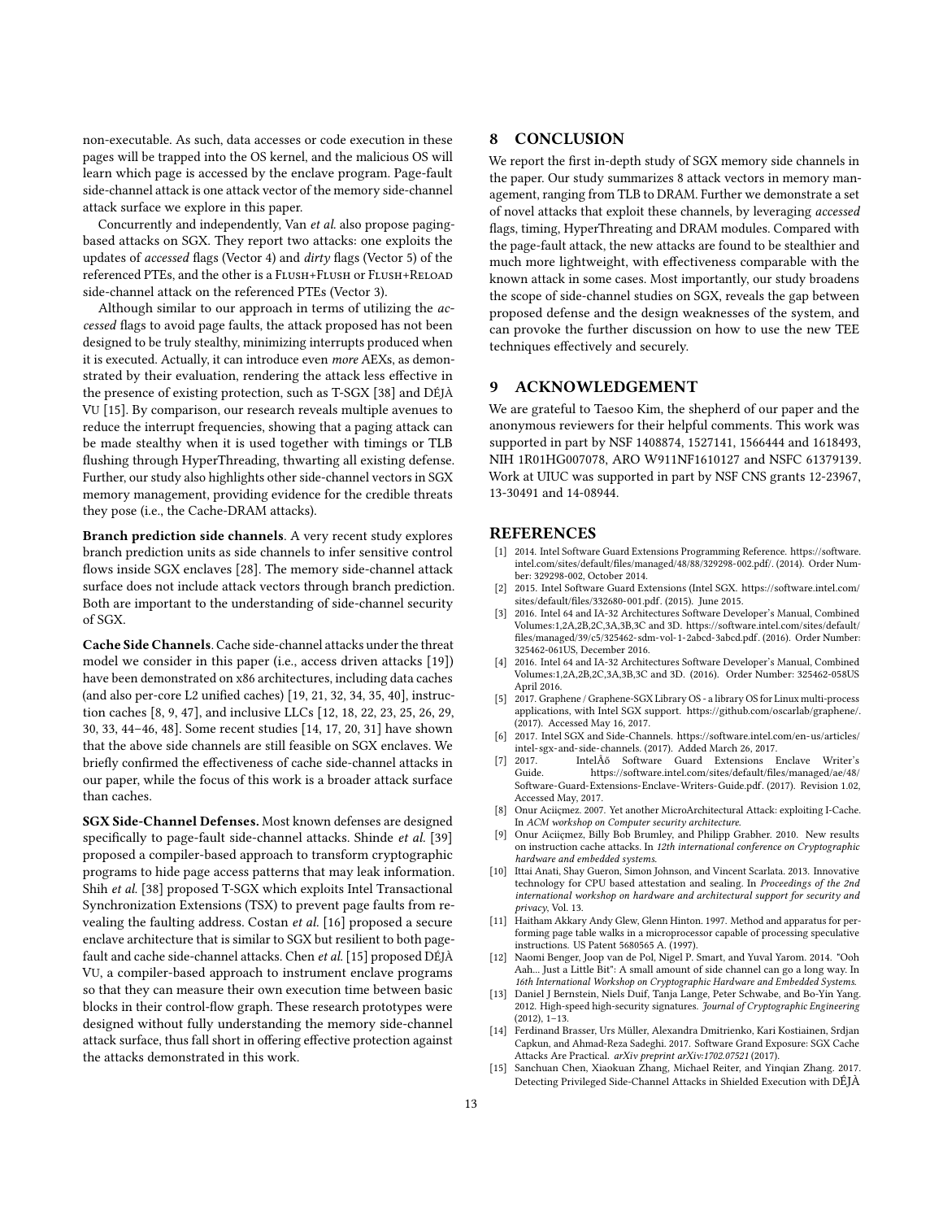non-executable. As such, data accesses or code execution in these pages will be trapped into the OS kernel, and the malicious OS will learn which page is accessed by the enclave program. Page-fault side-channel attack is one attack vector of the memory side-channel attack surface we explore in this paper.

Concurrently and independently, Van *et al.* also propose paging-based attacks on SGX. They report two attacks: one exploits the updates of *accessed* flags (Vector 4) and *dirty* flags (Vector 5) of the referenced PTEs, and the other is a FLUSH+FLUSH or FLUSH+RELOAD side-channel attack on the referenced PTEs (Vector 3).

Although similar to our approach in terms of utilizing the *accessed* flags to avoid page faults, the attack proposed has not been designed to be truly stealthy, minimizing interrupts produced when it is executed. Actually, it can introduce even *more* AEXs, as demonstrated by their evaluation, rendering the attack less effective in the presence of existing protection, such as T-SGX [38] and DÉJÀ VU [15]. By comparison, our research reveals multiple avenues to reduce the interrupt frequencies, showing that a paging attack can be made stealthy when it is used together with timings or TLB flushing through HyperThreading, thwarting all existing defense. Further, our study also highlights other side-channel vectors in SGX memory management, providing evidence for the credible threats they pose (i.e., the Cache-DRAM attacks).

**Branch prediction side channels**. A very recent study explores branch prediction units as side channels to infer sensitive control flows inside SGX enclaves [28]. The memory side-channel attack surface does not include attack vectors through branch prediction. Both are important to the understanding of side-channel security of SGX.

**Cache Side Channels**. Cache side-channel attacks under the threat model we consider in this paper (i.e., access driven attacks [19]) have been demonstrated on x86 architectures, including data caches (and also per-core L2 unified caches) [19, 21, 32, 34, 35, 40], instruction caches [8, 9, 47], and inclusive LLCs [12, 18, 22, 23, 25, 26, 29, 30, 33, 44–46, 48]. Some recent studies [14, 17, 20, 31] have shown that the above side channels are still feasible on SGX enclaves. We briefly confirmed the effectiveness of cache side-channel attacks in our paper, while the focus of this work is a broader attack surface than caches.

**SGX Side-Channel Defenses.** Most known defenses are designed specifically to page-fault side-channel attacks. Shinde *et al.* [39] proposed a compiler-based approach to transform cryptographic programs to hide page access patterns that may leak information. Shih *et al.* [38] proposed T-SGX which exploits Intel Transactional Synchronization Extensions (TSX) to prevent page faults from revealing the faulting address. Costan *et al.* [16] proposed a secure enclave architecture that is similar to SGX but resilient to both page-fault and cache side-channel attacks. Chen *et al.* [15] proposed DÉJÀ VU, a compiler-based approach to instrument enclave programs so that they can measure their own execution time between basic blocks in their control-flow graph. These research prototypes were designed without fully understanding the memory side-channel attack surface, thus fall short in offering effective protection against the attacks demonstrated in this work.

## 8 CONCLUSION

We report the first in-depth study of SGX memory side channels in the paper. Our study summarizes 8 attack vectors in memory management, ranging from TLB to DRAM. Further we demonstrate a set of novel attacks that exploit these channels, by leveraging *accessed* flags, timing, HyperThreating and DRAM modules. Compared with the page-fault attack, the new attacks are found to be stealthier and much more lightweight, with effectiveness comparable with the known attack in some cases. Most importantly, our study broadens the scope of side-channel studies on SGX, reveals the gap between proposed defense and the design weaknesses of the system, and can provoke the further discussion on how to use the new TEE techniques effectively and securely.

## 9 ACKNOWLEDGEMENT

We are grateful to Taesoo Kim, the shepherd of our paper and the anonymous reviewers for their helpful comments. This work was supported in part by NSF 1408874, 1527141, 1566444 and 1618493, NIH 1R01HG007078, ARO W911NF1610127 and NSFC 61379139. Work at UIUC was supported in part by NSF CNS grants 12-23967, 13-30491 and 14-08944.

## REFERENCES

[1] 2014. Intel Software Guard Extensions Programming Reference. https://software.intel.com/sites/default/files/managed/48/88/329298-002.pdf/. (2014). Order Number: 329298-002, October 2014.

[2] 2015. Intel Software Guard Extensions (Intel SGX. https://software.intel.com/sites/default/files/332680-001.pdf. (2015). June 2015.

[3] 2016. Intel 64 and IA-32 Architectures Software Developer's Manual, Combined Volumes:1,2A,2B,2C,3A,3B,3C and 3D. https://software.intel.com/sites/default/files/managed/39/c5/325462-sdm-vol-1-2abcd-3abcd.pdf. (2016). Order Number: 325462-061US, December 2016.

[4] 2016. Intel 64 and IA-32 Architectures Software Developer's Manual, Combined Volumes:1,2A,2B,2C,3A,3B,3C and 3D. (2016). Order Number: 325462-058US April 2016.

[5] 2017. Graphene / Graphene-SGX Library OS - a library OS for Linux multi-process applications, with Intel SGX support. https://github.com/oscarlab/graphene/. (2017). Accessed May 16, 2017.

[6] 2017. Intel SGX and Side-Channels. https://software.intel.com/en-us/articles/intel-sgx-and-side-channels. (2017). Added March 26, 2017.

[7] 2017. IntelÂő Software Guard Extensions Enclave Writer's Guide. https://software.intel.com/sites/default/files/managed/ae/48/Software-Guard-Extensions-Enclave-Writers-Guide.pdf. (2017). Revision 1.02, Accessed May, 2017.

[8] Onur Aciiçmez. 2007. Yet another MicroArchitectural Attack: exploiting I-Cache. In *ACM workshop on Computer security architecture*.

[9] Onur Aciiçmez, Billy Bob Brumley, and Philipp Grabher. 2010. New results on instruction cache attacks. In *12th international conference on Cryptographic hardware and embedded systems*.

[10] Ittai Anati, Shay Gueron, Simon Johnson, and Vincent Scarlata. 2013. Innovative technology for CPU based attestation and sealing. In *Proceedings of the 2nd international workshop on hardware and architectural support for security and privacy*, Vol. 13.

[11] Haitham Akkary Andy Glew, Glenn Hinton. 1997. Method and apparatus for performing page table walks in a microprocessor capable of processing speculative instructions. US Patent 5680565 A. (1997).

[12] Naomi Benger, Joop van de Pol, Nigel P. Smart, and Yuval Yarom. 2014. "Ooh Aah... Just a Little Bit": A small amount of side channel can go a long way. In *16th International Workshop on Cryptographic Hardware and Embedded Systems*.

[13] Daniel J Bernstein, Niels Duif, Tanja Lange, Peter Schwabe, and Bo-Yin Yang. 2012. High-speed high-security signatures. *Journal of Cryptographic Engineering* (2012), 1–13.

[14] Ferdinand Brasser, Urs Müller, Alexandra Dmitrienko, Kari Kostiainen, Srdjan Capkun, and Ahmad-Reza Sadeghi. 2017. Software Grand Exposure: SGX Cache Attacks Are Practical. *arXiv preprint arXiv:1702.07521* (2017).

[15] Sanchuan Chen, Xiaokuan Zhang, Michael Reiter, and Yinqian Zhang. 2017. Detecting Privileged Side-Channel Attacks in Shielded Execution with DÉJÀ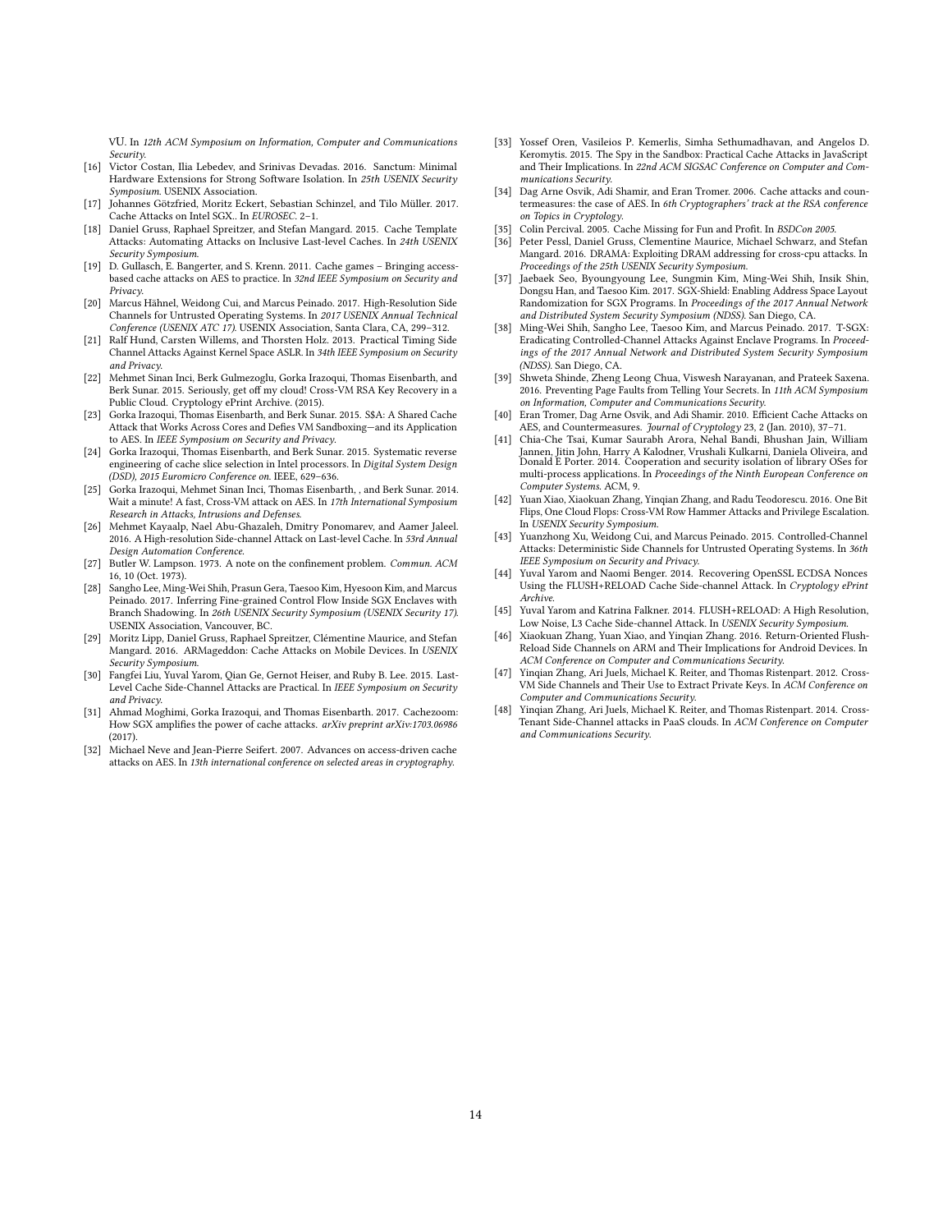VU. In *12th ACM Symposium on Information, Computer and Communications Security.*

[16] Victor Costan, Ilia Lebedev, and Srinivas Devadas. 2016. Sanctum: Minimal Hardware Extensions for Strong Software Isolation. In *25th USENIX Security Symposium*. USENIX Association.

[17] Johannes Götzfried, Moritz Eckert, Sebastian Schinzel, and Tilo Müller. 2017. Cache Attacks on Intel SGX.. In *EUROSEC*. 2–1.

[18] Daniel Gruss, Raphael Spreitzer, and Stefan Mangard. 2015. Cache Template Attacks: Automating Attacks on Inclusive Last-level Caches. In *24th USENIX Security Symposium.*

[19] D. Gullasch, E. Bangerter, and S. Krenn. 2011. Cache games – Bringing access-based cache attacks on AES to practice. In *32nd IEEE Symposium on Security and Privacy.*

[20] Marcus Hähnel, Weidong Cui, and Marcus Peinado. 2017. High-Resolution Side Channels for Untrusted Operating Systems. In *2017 USENIX Annual Technical Conference (USENIX ATC 17)*. USENIX Association, Santa Clara, CA, 299–312.

[21] Ralf Hund, Carsten Willems, and Thorsten Holz. 2013. Practical Timing Side Channel Attacks Against Kernel Space ASLR. In *34th IEEE Symposium on Security and Privacy.*

[22] Mehmet Sinan Inci, Berk Gulmezoglu, Gorka Irazoqui, Thomas Eisenbarth, and Berk Sunar. 2015. Seriously, get off my cloud! Cross-VM RSA Key Recovery in a Public Cloud. Cryptology ePrint Archive. (2015).

[23] Gorka Irazoqui, Thomas Eisenbarth, and Berk Sunar. 2015. S$A: A Shared Cache Attack that Works Across Cores and Defies VM Sandboxing—and its Application to AES. In *IEEE Symposium on Security and Privacy.*

[24] Gorka Irazoqui, Thomas Eisenbarth, and Berk Sunar. 2015. Systematic reverse engineering of cache slice selection in Intel processors. In *Digital System Design (DSD), 2015 Euromicro Conference on*. IEEE, 629–636.

[25] Gorka Irazoqui, Mehmet Sinan Inci, Thomas Eisenbarth, , and Berk Sunar. 2014. Wait a minute! A fast, Cross-VM attack on AES. In *17th International Symposium Research in Attacks, Intrusions and Defenses.*

[26] Mehmet Kayaalp, Nael Abu-Ghazaleh, Dmitry Ponomarev, and Aamer Jaleel. 2016. A High-resolution Side-channel Attack on Last-level Cache. In *53rd Annual Design Automation Conference.*

[27] Butler W. Lampson. 1973. A note on the confinement problem. *Commun. ACM* 16, 10 (Oct. 1973).

[28] Sangho Lee, Ming-Wei Shih, Prasun Gera, Taesoo Kim, Hyesoon Kim, and Marcus Peinado. 2017. Inferring Fine-grained Control Flow Inside SGX Enclaves with Branch Shadowing. In *26th USENIX Security Symposium (USENIX Security 17)*. USENIX Association, Vancouver, BC.

[29] Moritz Lipp, Daniel Gruss, Raphael Spreitzer, Clémentine Maurice, and Stefan Mangard. 2016. ARMageddon: Cache Attacks on Mobile Devices. In *USENIX Security Symposium.*

[30] Fangfei Liu, Yuval Yarom, Qian Ge, Gernot Heiser, and Ruby B. Lee. 2015. Last-Level Cache Side-Channel Attacks are Practical. In *IEEE Symposium on Security and Privacy.*

[31] Ahmad Moghimi, Gorka Irazoqui, and Thomas Eisenbarth. 2017. Cachezoom: How SGX amplifies the power of cache attacks. *arXiv preprint arXiv:1703.06986* (2017).

[32] Michael Neve and Jean-Pierre Seifert. 2007. Advances on access-driven cache attacks on AES. In *13th international conference on selected areas in cryptography.*

[33] Yossef Oren, Vasileios P. Kemerlis, Simha Sethumadhavan, and Angelos D. Keromytis. 2015. The Spy in the Sandbox: Practical Cache Attacks in JavaScript and Their Implications. In *22nd ACM SIGSAC Conference on Computer and Communications Security.*

[34] Dag Arne Osvik, Adi Shamir, and Eran Tromer. 2006. Cache attacks and countermeasures: the case of AES. In *6th Cryptographers' track at the RSA conference on Topics in Cryptology.*

[35] Colin Percival. 2005. Cache Missing for Fun and Profit. In *BSDCon 2005.*

[36] Peter Pessl, Daniel Gruss, Clementine Maurice, Michael Schwarz, and Stefan Mangard. 2016. DRAMA: Exploiting DRAM addressing for cross-cpu attacks. In *Proceedings of the 25th USENIX Security Symposium.*

[37] Jaebaek Seo, Byoungyoung Lee, Sungmin Kim, Ming-Wei Shih, Insik Shin, Dongsu Han, and Taesoo Kim. 2017. SGX-Shield: Enabling Address Space Layout Randomization for SGX Programs. In *Proceedings of the 2017 Annual Network and Distributed System Security Symposium (NDSS)*. San Diego, CA.

[38] Ming-Wei Shih, Sangho Lee, Taesoo Kim, and Marcus Peinado. 2017. T-SGX: Eradicating Controlled-Channel Attacks Against Enclave Programs. In *Proceedings of the 2017 Annual Network and Distributed System Security Symposium (NDSS)*. San Diego, CA.

[39] Shweta Shinde, Zheng Leong Chua, Viswesh Narayanan, and Prateek Saxena. 2016. Preventing Page Faults from Telling Your Secrets. In *11th ACM Symposium on Information, Computer and Communications Security.*

[40] Eran Tromer, Dag Arne Osvik, and Adi Shamir. 2010. Efficient Cache Attacks on AES, and Countermeasures. *Journal of Cryptology* 23, 2 (Jan. 2010), 37–71.

[41] Chia-Che Tsai, Kumar Saurabh Arora, Nehal Bandi, Bhushan Jain, William Jannen, Jitin John, Harry A Kalodner, Vrushali Kulkarni, Daniela Oliveira, and Donald E Porter. 2014. Cooperation and security isolation of library OSes for multi-process applications. In *Proceedings of the Ninth European Conference on Computer Systems*. ACM, 9.

[42] Yuan Xiao, Xiaokuan Zhang, Yinqian Zhang, and Radu Teodorescu. 2016. One Bit Flips, One Cloud Flops: Cross-VM Row Hammer Attacks and Privilege Escalation. In *USENIX Security Symposium.*

[43] Yuanzhong Xu, Weidong Cui, and Marcus Peinado. 2015. Controlled-Channel Attacks: Deterministic Side Channels for Untrusted Operating Systems. In *36th IEEE Symposium on Security and Privacy.*

[44] Yuval Yarom and Naomi Benger. 2014. Recovering OpenSSL ECDSA Nonces Using the FLUSH+RELOAD Cache Side-channel Attack. In *Cryptology ePrint Archive.*

[45] Yuval Yarom and Katrina Falkner. 2014. FLUSH+RELOAD: A High Resolution, Low Noise, L3 Cache Side-channel Attack. In *USENIX Security Symposium.*

[46] Xiaokuan Zhang, Yuan Xiao, and Yinqian Zhang. 2016. Return-Oriented Flush-Reload Side Channels on ARM and Their Implications for Android Devices. In *ACM Conference on Computer and Communications Security.*

[47] Yinqian Zhang, Ari Juels, Michael K. Reiter, and Thomas Ristenpart. 2012. Cross-VM Side Channels and Their Use to Extract Private Keys. In *ACM Conference on Computer and Communications Security.*

[48] Yinqian Zhang, Ari Juels, Michael K. Reiter, and Thomas Ristenpart. 2014. Cross-Tenant Side-Channel attacks in PaaS clouds. In *ACM Conference on Computer and Communications Security.*